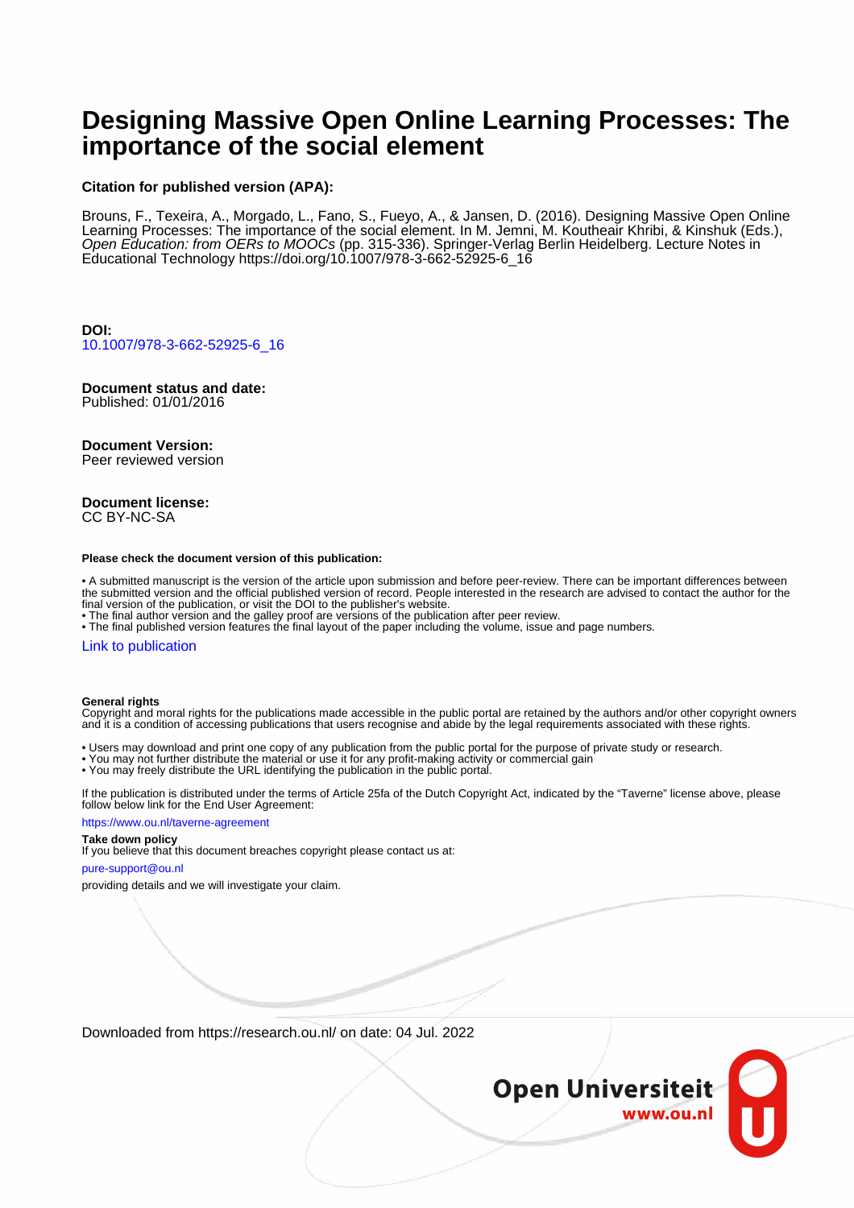# Designing Massive Open Online Learning Processes: The importance of the social element

**Citation for published version (APA):**

Brouns, F., Texeira, A., Morgado, L., Fano, S., Fueyo, A., & Jansen, D. (2016). Designing Massive Open Online Learning Processes: The importance of the social element. In M. Jemni, M. Koutheair Khribi, & Kinshuk (Eds.), *Open Education: from OERs to MOOCs* (pp. 315-336). Springer-Verlag Berlin Heidelberg. Lecture Notes in Educational Technology https://doi.org/10.1007/978-3-662-52925-6_16

**DOI:**
10.1007/978-3-662-52925-6_16

**Document status and date:**
Published: 01/01/2016

**Document Version:**
Peer reviewed version

**Document license:**
CC BY-NC-SA

**Please check the document version of this publication:**

- A submitted manuscript is the version of the article upon submission and before peer-review. There can be important differences between the submitted version and the official published version of record. People interested in the research are advised to contact the author for the final version of the publication, or visit the DOI to the publisher's website.
- The final author version and the galley proof are versions of the publication after peer review.
- The final published version features the final layout of the paper including the volume, issue and page numbers.

Link to publication

**General rights**
Copyright and moral rights for the publications made accessible in the public portal are retained by the authors and/or other copyright owners and it is a condition of accessing publications that users recognise and abide by the legal requirements associated with these rights.

- Users may download and print one copy of any publication from the public portal for the purpose of private study or research.
- You may not further distribute the material or use it for any profit-making activity or commercial gain
- You may freely distribute the URL identifying the publication in the public portal.

If the publication is distributed under the terms of Article 25fa of the Dutch Copyright Act, indicated by the "Taverne" license above, please follow below link for the End User Agreement:

https://www.ou.nl/taverne-agreement

**Take down policy**
If you believe that this document breaches copyright please contact us at:

pure-support@ou.nl

providing details and we will investigate your claim.

Downloaded from https://research.ou.nl/ on date: 04 Jul. 2022

Open Universiteit
www.ou.nl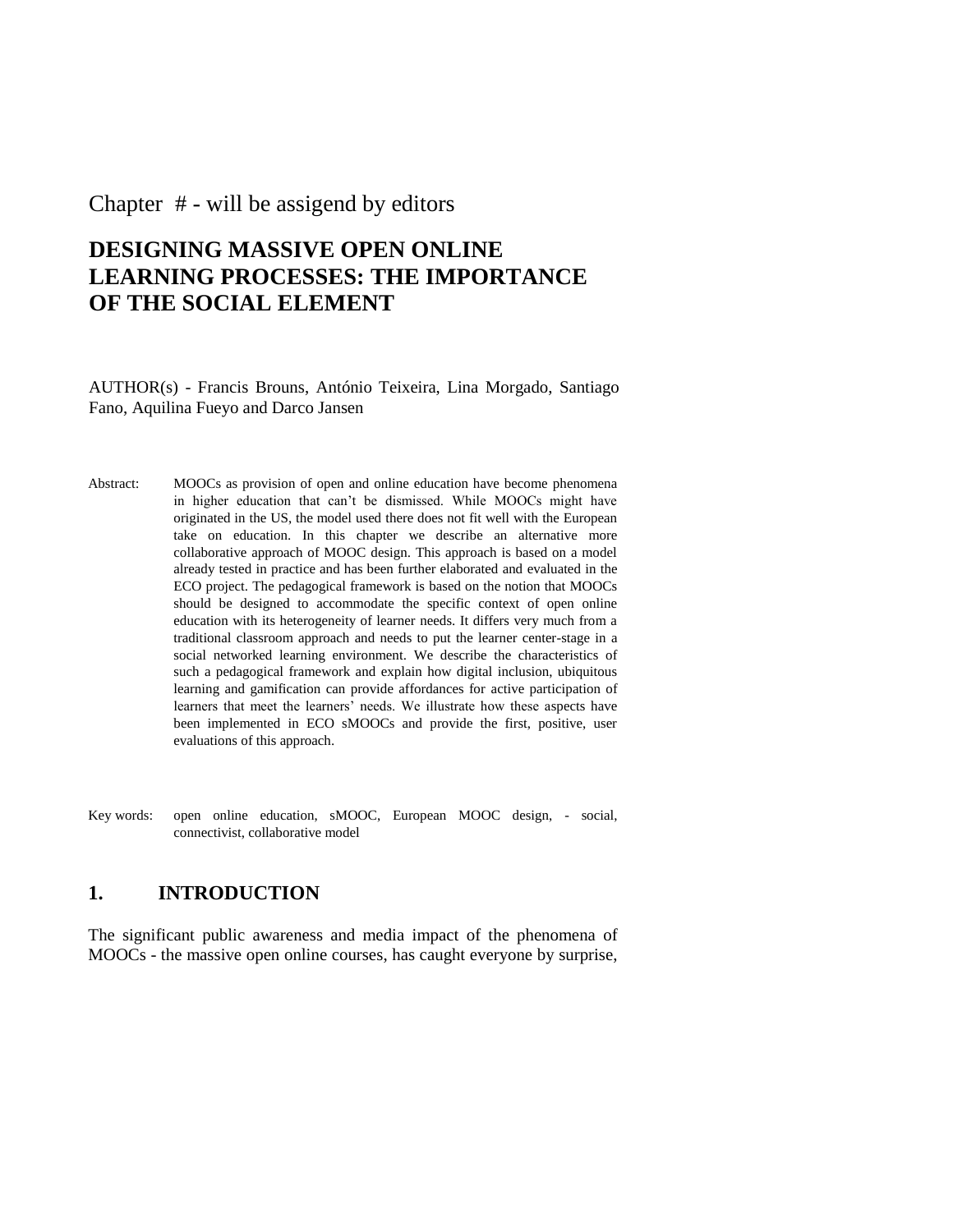Chapter # - will be assigend by editors

# DESIGNING MASSIVE OPEN ONLINE LEARNING PROCESSES: THE IMPORTANCE OF THE SOCIAL ELEMENT

AUTHOR(s) - Francis Brouns, António Teixeira, Lina Morgado, Santiago Fano, Aquilina Fueyo and Darco Jansen

Abstract: MOOCs as provision of open and online education have become phenomena in higher education that can't be dismissed. While MOOCs might have originated in the US, the model used there does not fit well with the European take on education. In this chapter we describe an alternative more collaborative approach of MOOC design. This approach is based on a model already tested in practice and has been further elaborated and evaluated in the ECO project. The pedagogical framework is based on the notion that MOOCs should be designed to accommodate the specific context of open online education with its heterogeneity of learner needs. It differs very much from a traditional classroom approach and needs to put the learner center-stage in a social networked learning environment. We describe the characteristics of such a pedagogical framework and explain how digital inclusion, ubiquitous learning and gamification can provide affordances for active participation of learners that meet the learners' needs. We illustrate how these aspects have been implemented in ECO sMOOCs and provide the first, positive, user evaluations of this approach.

Key words: open online education, sMOOC, European MOOC design, - social, connectivist, collaborative model

## 1. INTRODUCTION

The significant public awareness and media impact of the phenomena of MOOCs - the massive open online courses, has caught everyone by surprise,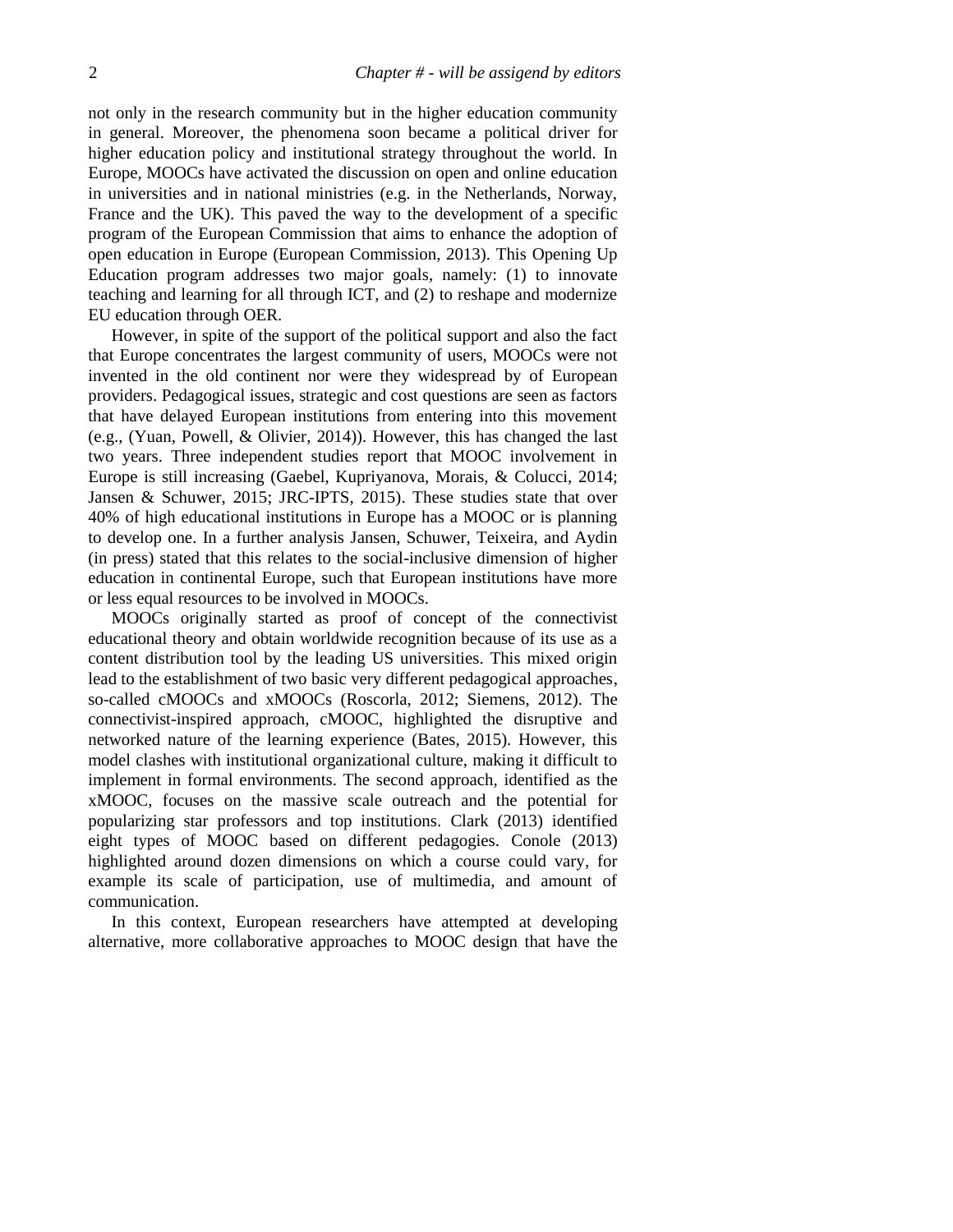not only in the research community but in the higher education community in general. Moreover, the phenomena soon became a political driver for higher education policy and institutional strategy throughout the world. In Europe, MOOCs have activated the discussion on open and online education in universities and in national ministries (e.g. in the Netherlands, Norway, France and the UK). This paved the way to the development of a specific program of the European Commission that aims to enhance the adoption of open education in Europe (European Commission, 2013). This Opening Up Education program addresses two major goals, namely: (1) to innovate teaching and learning for all through ICT, and (2) to reshape and modernize EU education through OER.

However, in spite of the support of the political support and also the fact that Europe concentrates the largest community of users, MOOCs were not invented in the old continent nor were they widespread by of European providers. Pedagogical issues, strategic and cost questions are seen as factors that have delayed European institutions from entering into this movement (e.g., (Yuan, Powell, & Olivier, 2014)). However, this has changed the last two years. Three independent studies report that MOOC involvement in Europe is still increasing (Gaebel, Kupriyanova, Morais, & Colucci, 2014; Jansen & Schuwer, 2015; JRC-IPTS, 2015). These studies state that over 40% of high educational institutions in Europe has a MOOC or is planning to develop one. In a further analysis Jansen, Schuwer, Teixeira, and Aydin (in press) stated that this relates to the social-inclusive dimension of higher education in continental Europe, such that European institutions have more or less equal resources to be involved in MOOCs.

MOOCs originally started as proof of concept of the connectivist educational theory and obtain worldwide recognition because of its use as a content distribution tool by the leading US universities. This mixed origin lead to the establishment of two basic very different pedagogical approaches, so-called cMOOCs and xMOOCs (Roscorla, 2012; Siemens, 2012). The connectivist-inspired approach, cMOOC, highlighted the disruptive and networked nature of the learning experience (Bates, 2015). However, this model clashes with institutional organizational culture, making it difficult to implement in formal environments. The second approach, identified as the xMOOC, focuses on the massive scale outreach and the potential for popularizing star professors and top institutions. Clark (2013) identified eight types of MOOC based on different pedagogies. Conole (2013) highlighted around dozen dimensions on which a course could vary, for example its scale of participation, use of multimedia, and amount of communication.

In this context, European researchers have attempted at developing alternative, more collaborative approaches to MOOC design that have the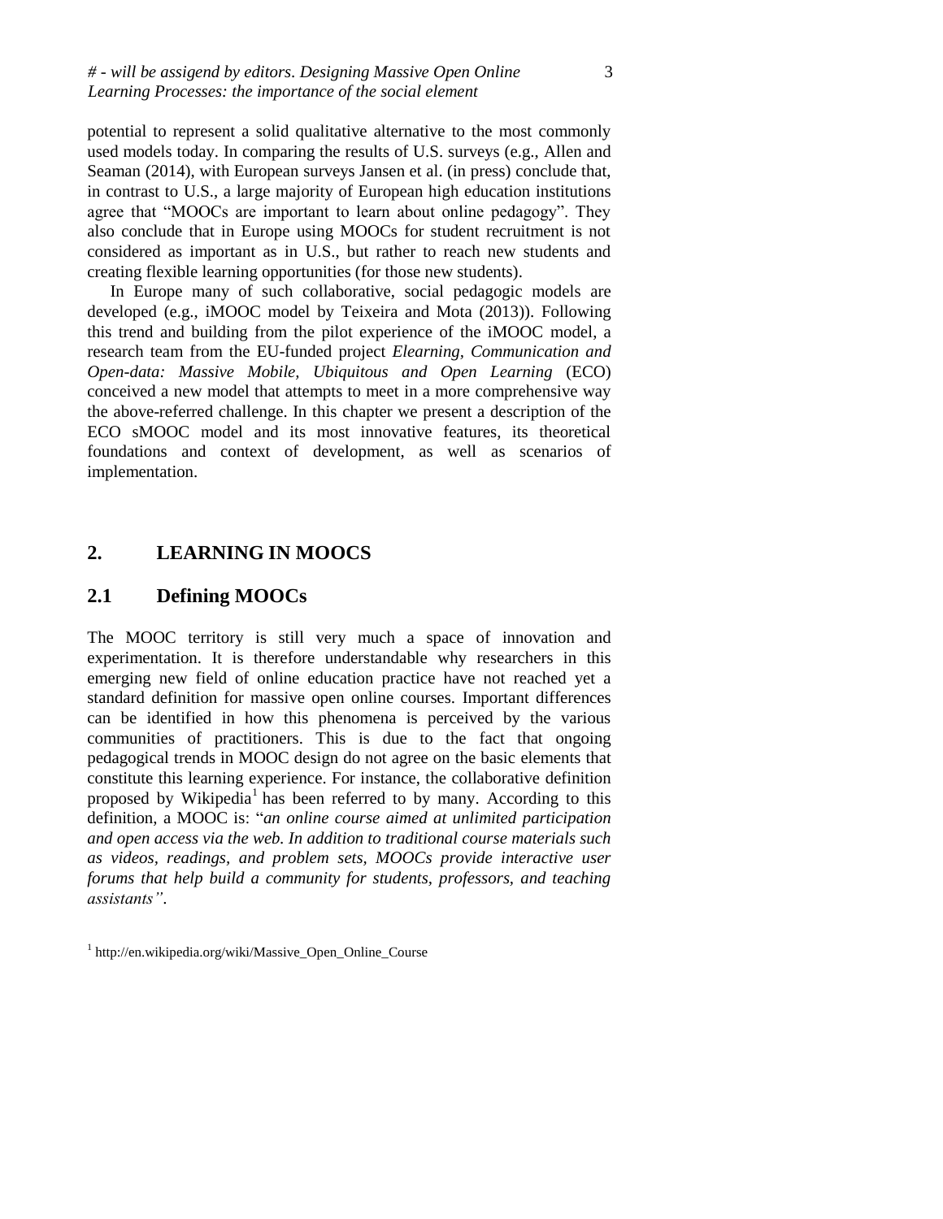potential to represent a solid qualitative alternative to the most commonly used models today. In comparing the results of U.S. surveys (e.g., Allen and Seaman (2014), with European surveys Jansen et al. (in press) conclude that, in contrast to U.S., a large majority of European high education institutions agree that "MOOCs are important to learn about online pedagogy". They also conclude that in Europe using MOOCs for student recruitment is not considered as important as in U.S., but rather to reach new students and creating flexible learning opportunities (for those new students).

In Europe many of such collaborative, social pedagogic models are developed (e.g., iMOOC model by Teixeira and Mota (2013)). Following this trend and building from the pilot experience of the iMOOC model, a research team from the EU-funded project *Elearning, Communication and Open-data: Massive Mobile, Ubiquitous and Open Learning* (ECO) conceived a new model that attempts to meet in a more comprehensive way the above-referred challenge. In this chapter we present a description of the ECO sMOOC model and its most innovative features, its theoretical foundations and context of development, as well as scenarios of implementation.

## 2. LEARNING IN MOOCS

### 2.1 Defining MOOCs

The MOOC territory is still very much a space of innovation and experimentation. It is therefore understandable why researchers in this emerging new field of online education practice have not reached yet a standard definition for massive open online courses. Important differences can be identified in how this phenomena is perceived by the various communities of practitioners. This is due to the fact that ongoing pedagogical trends in MOOC design do not agree on the basic elements that constitute this learning experience. For instance, the collaborative definition proposed by Wikipedia[1] has been referred to by many. According to this definition, a MOOC is: "*an online course aimed at unlimited participation and open access via the web. In addition to traditional course materials such as videos, readings, and problem sets, MOOCs provide interactive user forums that help build a community for students, professors, and teaching assistants"*.

[1] http://en.wikipedia.org/wiki/Massive_Open_Online_Course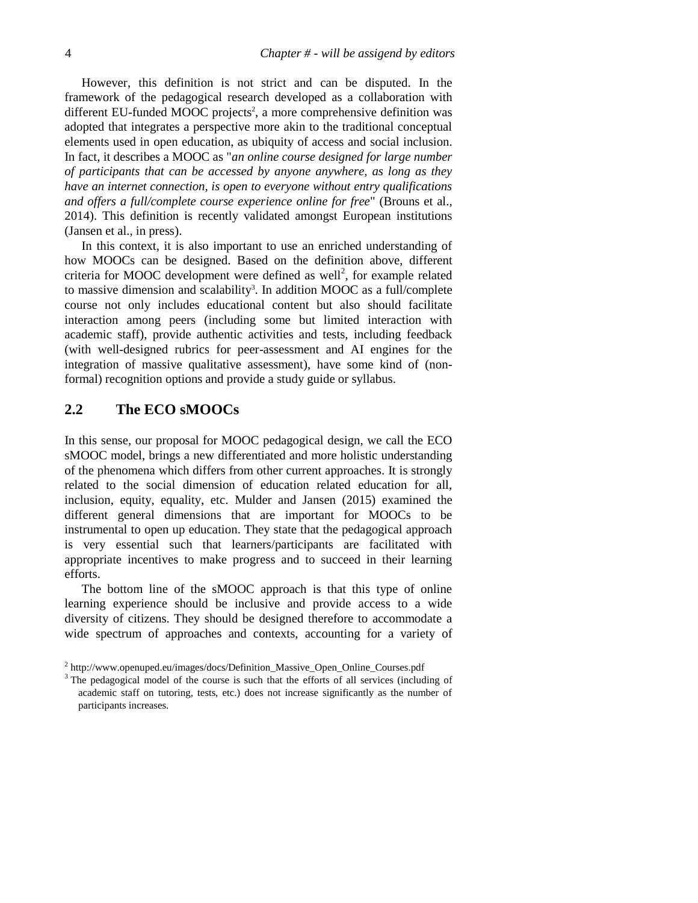However, this definition is not strict and can be disputed. In the framework of the pedagogical research developed as a collaboration with different EU-funded MOOC projects[2], a more comprehensive definition was adopted that integrates a perspective more akin to the traditional conceptual elements used in open education, as ubiquity of access and social inclusion. In fact, it describes a MOOC as "*an online course designed for large number of participants that can be accessed by anyone anywhere, as long as they have an internet connection, is open to everyone without entry qualifications and offers a full/complete course experience online for free*" (Brouns et al., 2014). This definition is recently validated amongst European institutions (Jansen et al., in press).

In this context, it is also important to use an enriched understanding of how MOOCs can be designed. Based on the definition above, different criteria for MOOC development were defined as well[2], for example related to massive dimension and scalability[3]. In addition MOOC as a full/complete course not only includes educational content but also should facilitate interaction among peers (including some but limited interaction with academic staff), provide authentic activities and tests, including feedback (with well-designed rubrics for peer-assessment and AI engines for the integration of massive qualitative assessment), have some kind of (non-formal) recognition options and provide a study guide or syllabus.

## 2.2 The ECO sMOOCs

In this sense, our proposal for MOOC pedagogical design, we call the ECO sMOOC model, brings a new differentiated and more holistic understanding of the phenomena which differs from other current approaches. It is strongly related to the social dimension of education related education for all, inclusion, equity, equality, etc. Mulder and Jansen (2015) examined the different general dimensions that are important for MOOCs to be instrumental to open up education. They state that the pedagogical approach is very essential such that learners/participants are facilitated with appropriate incentives to make progress and to succeed in their learning efforts.

The bottom line of the sMOOC approach is that this type of online learning experience should be inclusive and provide access to a wide diversity of citizens. They should be designed therefore to accommodate a wide spectrum of approaches and contexts, accounting for a variety of

[2] http://www.openuped.eu/images/docs/Definition_Massive_Open_Online_Courses.pdf

[3] The pedagogical model of the course is such that the efforts of all services (including of academic staff on tutoring, tests, etc.) does not increase significantly as the number of participants increases.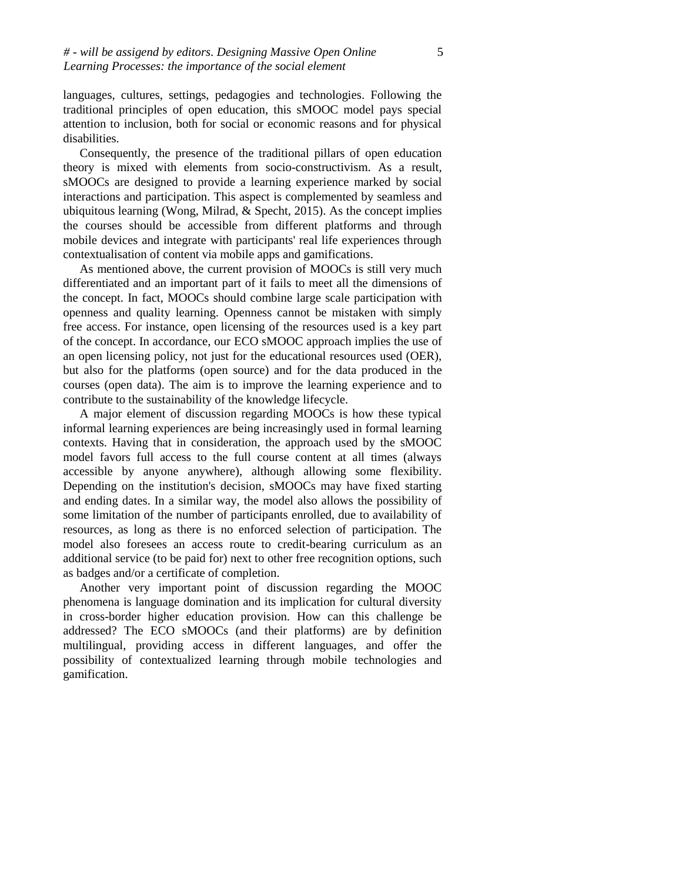languages, cultures, settings, pedagogies and technologies. Following the traditional principles of open education, this sMOOC model pays special attention to inclusion, both for social or economic reasons and for physical disabilities.

Consequently, the presence of the traditional pillars of open education theory is mixed with elements from socio-constructivism. As a result, sMOOCs are designed to provide a learning experience marked by social interactions and participation. This aspect is complemented by seamless and ubiquitous learning (Wong, Milrad, & Specht, 2015). As the concept implies the courses should be accessible from different platforms and through mobile devices and integrate with participants' real life experiences through contextualisation of content via mobile apps and gamifications.

As mentioned above, the current provision of MOOCs is still very much differentiated and an important part of it fails to meet all the dimensions of the concept. In fact, MOOCs should combine large scale participation with openness and quality learning. Openness cannot be mistaken with simply free access. For instance, open licensing of the resources used is a key part of the concept. In accordance, our ECO sMOOC approach implies the use of an open licensing policy, not just for the educational resources used (OER), but also for the platforms (open source) and for the data produced in the courses (open data). The aim is to improve the learning experience and to contribute to the sustainability of the knowledge lifecycle.

A major element of discussion regarding MOOCs is how these typical informal learning experiences are being increasingly used in formal learning contexts. Having that in consideration, the approach used by the sMOOC model favors full access to the full course content at all times (always accessible by anyone anywhere), although allowing some flexibility. Depending on the institution's decision, sMOOCs may have fixed starting and ending dates. In a similar way, the model also allows the possibility of some limitation of the number of participants enrolled, due to availability of resources, as long as there is no enforced selection of participation. The model also foresees an access route to credit-bearing curriculum as an additional service (to be paid for) next to other free recognition options, such as badges and/or a certificate of completion.

Another very important point of discussion regarding the MOOC phenomena is language domination and its implication for cultural diversity in cross-border higher education provision. How can this challenge be addressed? The ECO sMOOCs (and their platforms) are by definition multilingual, providing access in different languages, and offer the possibility of contextualized learning through mobile technologies and gamification.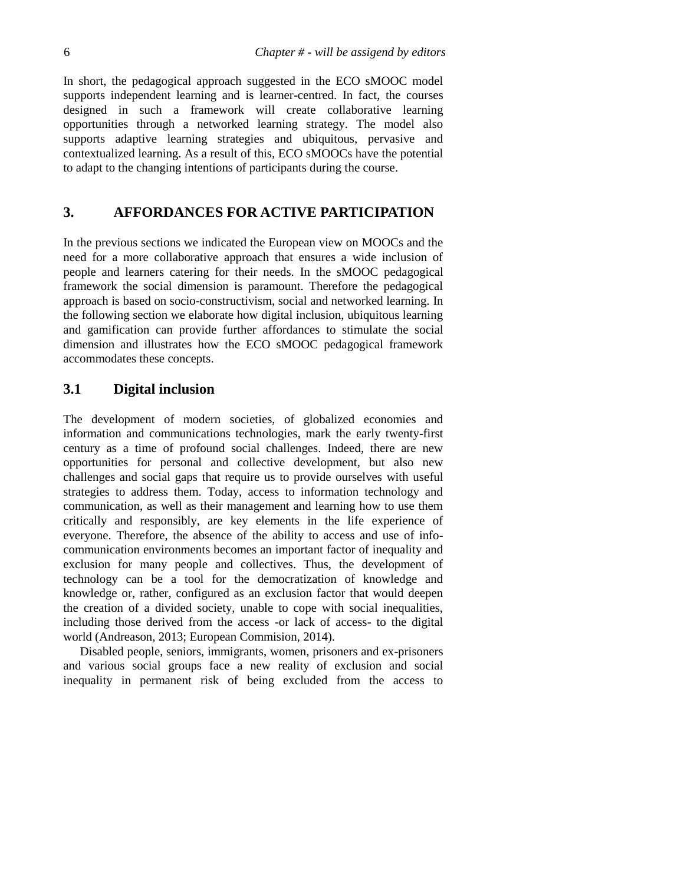In short, the pedagogical approach suggested in the ECO sMOOC model supports independent learning and is learner-centred. In fact, the courses designed in such a framework will create collaborative learning opportunities through a networked learning strategy. The model also supports adaptive learning strategies and ubiquitous, pervasive and contextualized learning. As a result of this, ECO sMOOCs have the potential to adapt to the changing intentions of participants during the course.

## 3. AFFORDANCES FOR ACTIVE PARTICIPATION

In the previous sections we indicated the European view on MOOCs and the need for a more collaborative approach that ensures a wide inclusion of people and learners catering for their needs. In the sMOOC pedagogical framework the social dimension is paramount. Therefore the pedagogical approach is based on socio-constructivism, social and networked learning. In the following section we elaborate how digital inclusion, ubiquitous learning and gamification can provide further affordances to stimulate the social dimension and illustrates how the ECO sMOOC pedagogical framework accommodates these concepts.

### 3.1 Digital inclusion

The development of modern societies, of globalized economies and information and communications technologies, mark the early twenty-first century as a time of profound social challenges. Indeed, there are new opportunities for personal and collective development, but also new challenges and social gaps that require us to provide ourselves with useful strategies to address them. Today, access to information technology and communication, as well as their management and learning how to use them critically and responsibly, are key elements in the life experience of everyone. Therefore, the absence of the ability to access and use of info-communication environments becomes an important factor of inequality and exclusion for many people and collectives. Thus, the development of technology can be a tool for the democratization of knowledge and knowledge or, rather, configured as an exclusion factor that would deepen the creation of a divided society, unable to cope with social inequalities, including those derived from the access -or lack of access- to the digital world (Andreason, 2013; European Commision, 2014).

Disabled people, seniors, immigrants, women, prisoners and ex-prisoners and various social groups face a new reality of exclusion and social inequality in permanent risk of being excluded from the access to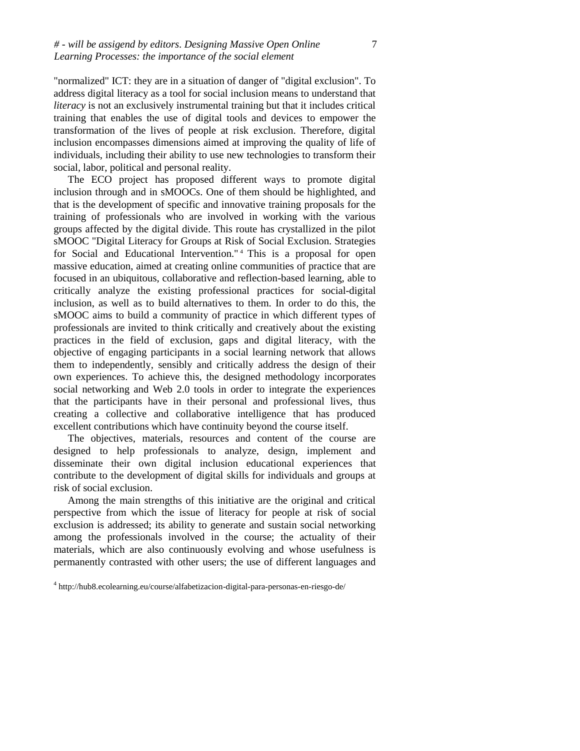"normalized" ICT: they are in a situation of danger of "digital exclusion". To address digital literacy as a tool for social inclusion means to understand that *literacy* is not an exclusively instrumental training but that it includes critical training that enables the use of digital tools and devices to empower the transformation of the lives of people at risk exclusion. Therefore, digital inclusion encompasses dimensions aimed at improving the quality of life of individuals, including their ability to use new technologies to transform their social, labor, political and personal reality.

The ECO project has proposed different ways to promote digital inclusion through and in sMOOCs. One of them should be highlighted, and that is the development of specific and innovative training proposals for the training of professionals who are involved in working with the various groups affected by the digital divide. This route has crystallized in the pilot sMOOC "Digital Literacy for Groups at Risk of Social Exclusion. Strategies for Social and Educational Intervention."[4] This is a proposal for open massive education, aimed at creating online communities of practice that are focused in an ubiquitous, collaborative and reflection-based learning, able to critically analyze the existing professional practices for social-digital inclusion, as well as to build alternatives to them. In order to do this, the sMOOC aims to build a community of practice in which different types of professionals are invited to think critically and creatively about the existing practices in the field of exclusion, gaps and digital literacy, with the objective of engaging participants in a social learning network that allows them to independently, sensibly and critically address the design of their own experiences. To achieve this, the designed methodology incorporates social networking and Web 2.0 tools in order to integrate the experiences that the participants have in their personal and professional lives, thus creating a collective and collaborative intelligence that has produced excellent contributions which have continuity beyond the course itself.

The objectives, materials, resources and content of the course are designed to help professionals to analyze, design, implement and disseminate their own digital inclusion educational experiences that contribute to the development of digital skills for individuals and groups at risk of social exclusion.

Among the main strengths of this initiative are the original and critical perspective from which the issue of literacy for people at risk of social exclusion is addressed; its ability to generate and sustain social networking among the professionals involved in the course; the actuality of their materials, which are also continuously evolving and whose usefulness is permanently contrasted with other users; the use of different languages and

[4] http://hub8.ecolearning.eu/course/alfabetizacion-digital-para-personas-en-riesgo-de/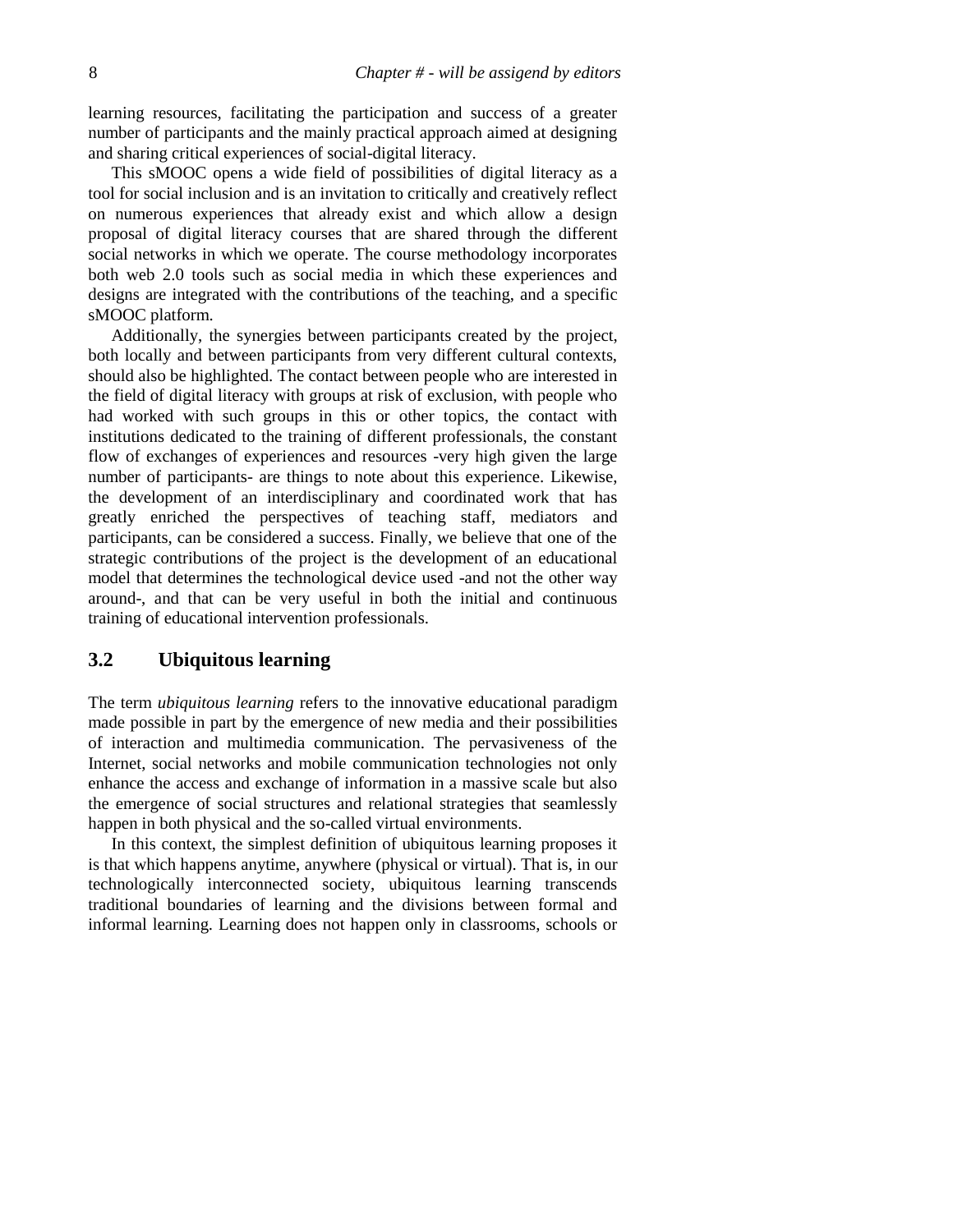learning resources, facilitating the participation and success of a greater number of participants and the mainly practical approach aimed at designing and sharing critical experiences of social-digital literacy.

This sMOOC opens a wide field of possibilities of digital literacy as a tool for social inclusion and is an invitation to critically and creatively reflect on numerous experiences that already exist and which allow a design proposal of digital literacy courses that are shared through the different social networks in which we operate. The course methodology incorporates both web 2.0 tools such as social media in which these experiences and designs are integrated with the contributions of the teaching, and a specific sMOOC platform.

Additionally, the synergies between participants created by the project, both locally and between participants from very different cultural contexts, should also be highlighted. The contact between people who are interested in the field of digital literacy with groups at risk of exclusion, with people who had worked with such groups in this or other topics, the contact with institutions dedicated to the training of different professionals, the constant flow of exchanges of experiences and resources -very high given the large number of participants- are things to note about this experience. Likewise, the development of an interdisciplinary and coordinated work that has greatly enriched the perspectives of teaching staff, mediators and participants, can be considered a success. Finally, we believe that one of the strategic contributions of the project is the development of an educational model that determines the technological device used -and not the other way around-, and that can be very useful in both the initial and continuous training of educational intervention professionals.

## 3.2 Ubiquitous learning

The term *ubiquitous learning* refers to the innovative educational paradigm made possible in part by the emergence of new media and their possibilities of interaction and multimedia communication. The pervasiveness of the Internet, social networks and mobile communication technologies not only enhance the access and exchange of information in a massive scale but also the emergence of social structures and relational strategies that seamlessly happen in both physical and the so-called virtual environments.

In this context, the simplest definition of ubiquitous learning proposes it is that which happens anytime, anywhere (physical or virtual). That is, in our technologically interconnected society, ubiquitous learning transcends traditional boundaries of learning and the divisions between formal and informal learning. Learning does not happen only in classrooms, schools or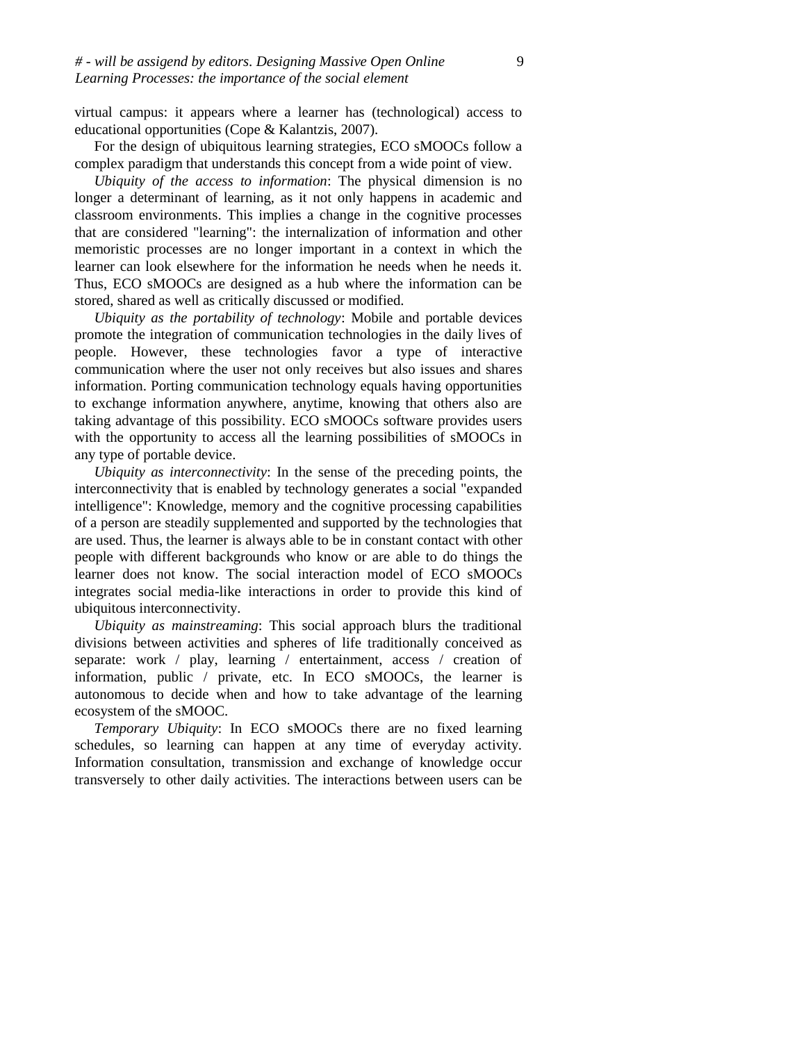virtual campus: it appears where a learner has (technological) access to educational opportunities (Cope & Kalantzis, 2007).

For the design of ubiquitous learning strategies, ECO sMOOCs follow a complex paradigm that understands this concept from a wide point of view.

*Ubiquity of the access to information*: The physical dimension is no longer a determinant of learning, as it not only happens in academic and classroom environments. This implies a change in the cognitive processes that are considered "learning": the internalization of information and other memoristic processes are no longer important in a context in which the learner can look elsewhere for the information he needs when he needs it. Thus, ECO sMOOCs are designed as a hub where the information can be stored, shared as well as critically discussed or modified.

*Ubiquity as the portability of technology*: Mobile and portable devices promote the integration of communication technologies in the daily lives of people. However, these technologies favor a type of interactive communication where the user not only receives but also issues and shares information. Porting communication technology equals having opportunities to exchange information anywhere, anytime, knowing that others also are taking advantage of this possibility. ECO sMOOCs software provides users with the opportunity to access all the learning possibilities of sMOOCs in any type of portable device.

*Ubiquity as interconnectivity*: In the sense of the preceding points, the interconnectivity that is enabled by technology generates a social "expanded intelligence": Knowledge, memory and the cognitive processing capabilities of a person are steadily supplemented and supported by the technologies that are used. Thus, the learner is always able to be in constant contact with other people with different backgrounds who know or are able to do things the learner does not know. The social interaction model of ECO sMOOCs integrates social media-like interactions in order to provide this kind of ubiquitous interconnectivity.

*Ubiquity as mainstreaming*: This social approach blurs the traditional divisions between activities and spheres of life traditionally conceived as separate: work / play, learning / entertainment, access / creation of information, public / private, etc. In ECO sMOOCs, the learner is autonomous to decide when and how to take advantage of the learning ecosystem of the sMOOC.

*Temporary Ubiquity*: In ECO sMOOCs there are no fixed learning schedules, so learning can happen at any time of everyday activity. Information consultation, transmission and exchange of knowledge occur transversely to other daily activities. The interactions between users can be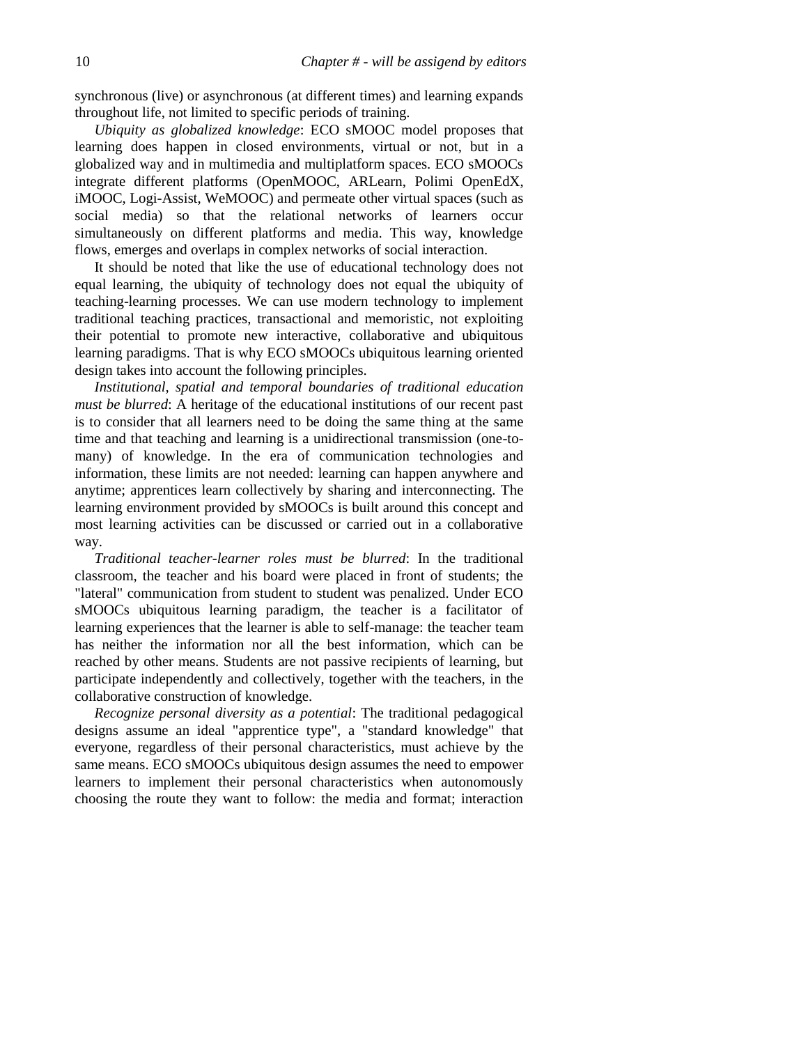synchronous (live) or asynchronous (at different times) and learning expands throughout life, not limited to specific periods of training.

*Ubiquity as globalized knowledge*: ECO sMOOC model proposes that learning does happen in closed environments, virtual or not, but in a globalized way and in multimedia and multiplatform spaces. ECO sMOOCs integrate different platforms (OpenMOOC, ARLearn, Polimi OpenEdX, iMOOC, Logi-Assist, WeMOOC) and permeate other virtual spaces (such as social media) so that the relational networks of learners occur simultaneously on different platforms and media. This way, knowledge flows, emerges and overlaps in complex networks of social interaction.

It should be noted that like the use of educational technology does not equal learning, the ubiquity of technology does not equal the ubiquity of teaching-learning processes. We can use modern technology to implement traditional teaching practices, transactional and memoristic, not exploiting their potential to promote new interactive, collaborative and ubiquitous learning paradigms. That is why ECO sMOOCs ubiquitous learning oriented design takes into account the following principles.

*Institutional, spatial and temporal boundaries of traditional education must be blurred*: A heritage of the educational institutions of our recent past is to consider that all learners need to be doing the same thing at the same time and that teaching and learning is a unidirectional transmission (one-to-many) of knowledge. In the era of communication technologies and information, these limits are not needed: learning can happen anywhere and anytime; apprentices learn collectively by sharing and interconnecting. The learning environment provided by sMOOCs is built around this concept and most learning activities can be discussed or carried out in a collaborative way.

*Traditional teacher-learner roles must be blurred*: In the traditional classroom, the teacher and his board were placed in front of students; the "lateral" communication from student to student was penalized. Under ECO sMOOCs ubiquitous learning paradigm, the teacher is a facilitator of learning experiences that the learner is able to self-manage: the teacher team has neither the information nor all the best information, which can be reached by other means. Students are not passive recipients of learning, but participate independently and collectively, together with the teachers, in the collaborative construction of knowledge.

*Recognize personal diversity as a potential*: The traditional pedagogical designs assume an ideal "apprentice type", a "standard knowledge" that everyone, regardless of their personal characteristics, must achieve by the same means. ECO sMOOCs ubiquitous design assumes the need to empower learners to implement their personal characteristics when autonomously choosing the route they want to follow: the media and format; interaction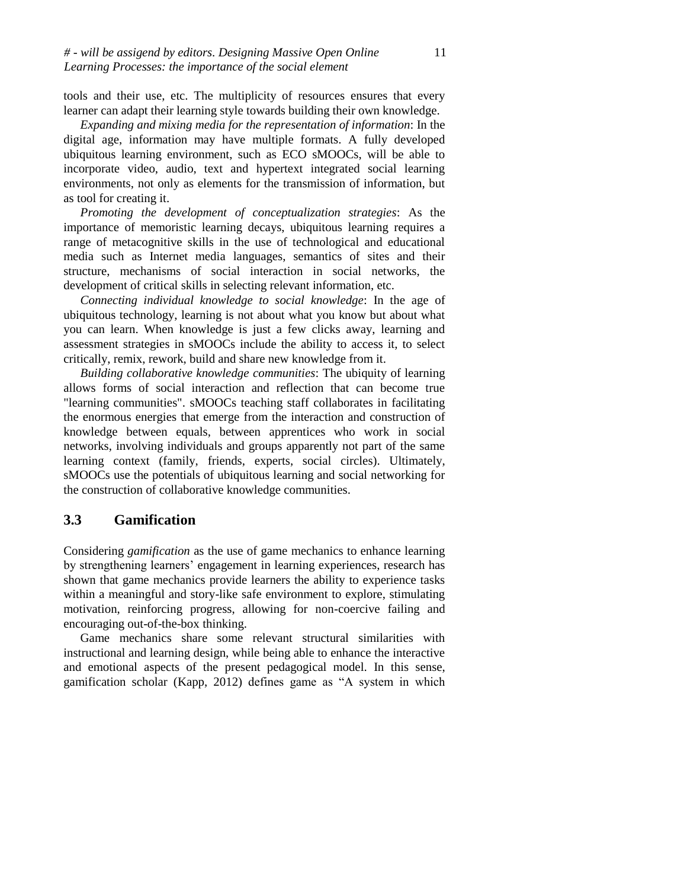tools and their use, etc. The multiplicity of resources ensures that every learner can adapt their learning style towards building their own knowledge.

*Expanding and mixing media for the representation of information*: In the digital age, information may have multiple formats. A fully developed ubiquitous learning environment, such as ECO sMOOCs, will be able to incorporate video, audio, text and hypertext integrated social learning environments, not only as elements for the transmission of information, but as tool for creating it.

*Promoting the development of conceptualization strategies*: As the importance of memoristic learning decays, ubiquitous learning requires a range of metacognitive skills in the use of technological and educational media such as Internet media languages, semantics of sites and their structure, mechanisms of social interaction in social networks, the development of critical skills in selecting relevant information, etc.

*Connecting individual knowledge to social knowledge*: In the age of ubiquitous technology, learning is not about what you know but about what you can learn. When knowledge is just a few clicks away, learning and assessment strategies in sMOOCs include the ability to access it, to select critically, remix, rework, build and share new knowledge from it.

*Building collaborative knowledge communities*: The ubiquity of learning allows forms of social interaction and reflection that can become true "learning communities". sMOOCs teaching staff collaborates in facilitating the enormous energies that emerge from the interaction and construction of knowledge between equals, between apprentices who work in social networks, involving individuals and groups apparently not part of the same learning context (family, friends, experts, social circles). Ultimately, sMOOCs use the potentials of ubiquitous learning and social networking for the construction of collaborative knowledge communities.

## 3.3 Gamification

Considering *gamification* as the use of game mechanics to enhance learning by strengthening learners' engagement in learning experiences, research has shown that game mechanics provide learners the ability to experience tasks within a meaningful and story-like safe environment to explore, stimulating motivation, reinforcing progress, allowing for non-coercive failing and encouraging out-of-the-box thinking.

Game mechanics share some relevant structural similarities with instructional and learning design, while being able to enhance the interactive and emotional aspects of the present pedagogical model. In this sense, gamification scholar (Kapp, 2012) defines game as "A system in which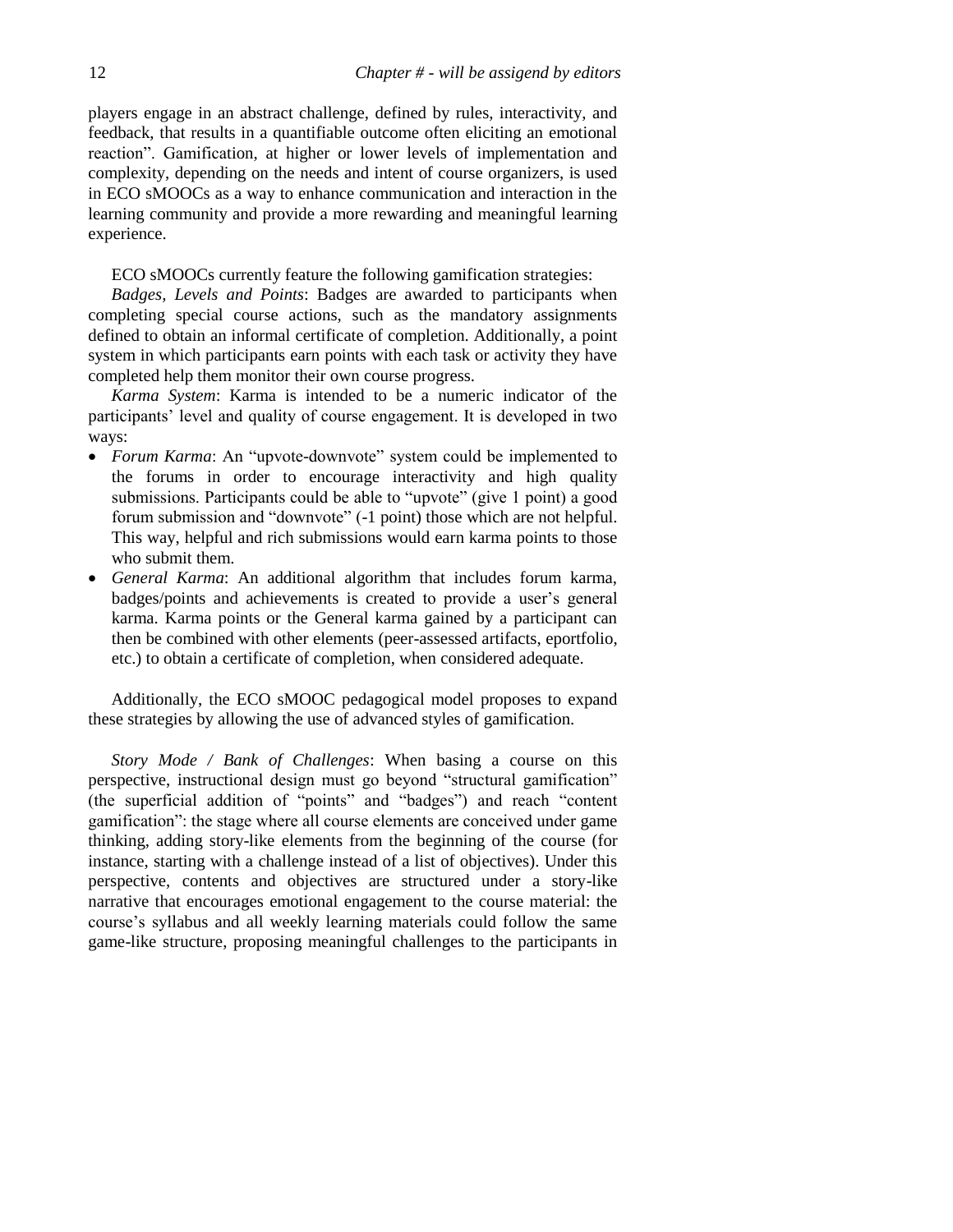players engage in an abstract challenge, defined by rules, interactivity, and feedback, that results in a quantifiable outcome often eliciting an emotional reaction". Gamification, at higher or lower levels of implementation and complexity, depending on the needs and intent of course organizers, is used in ECO sMOOCs as a way to enhance communication and interaction in the learning community and provide a more rewarding and meaningful learning experience.

ECO sMOOCs currently feature the following gamification strategies:

*Badges, Levels and Points*: Badges are awarded to participants when completing special course actions, such as the mandatory assignments defined to obtain an informal certificate of completion. Additionally, a point system in which participants earn points with each task or activity they have completed help them monitor their own course progress.

*Karma System*: Karma is intended to be a numeric indicator of the participants' level and quality of course engagement. It is developed in two ways:

- *Forum Karma*: An "upvote-downvote" system could be implemented to the forums in order to encourage interactivity and high quality submissions. Participants could be able to "upvote" (give 1 point) a good forum submission and "downvote" (-1 point) those which are not helpful. This way, helpful and rich submissions would earn karma points to those who submit them.
- *General Karma*: An additional algorithm that includes forum karma, badges/points and achievements is created to provide a user's general karma. Karma points or the General karma gained by a participant can then be combined with other elements (peer-assessed artifacts, eportfolio, etc.) to obtain a certificate of completion, when considered adequate.

Additionally, the ECO sMOOC pedagogical model proposes to expand these strategies by allowing the use of advanced styles of gamification.

*Story Mode / Bank of Challenges*: When basing a course on this perspective, instructional design must go beyond "structural gamification" (the superficial addition of "points" and "badges") and reach "content gamification": the stage where all course elements are conceived under game thinking, adding story-like elements from the beginning of the course (for instance, starting with a challenge instead of a list of objectives). Under this perspective, contents and objectives are structured under a story-like narrative that encourages emotional engagement to the course material: the course's syllabus and all weekly learning materials could follow the same game-like structure, proposing meaningful challenges to the participants in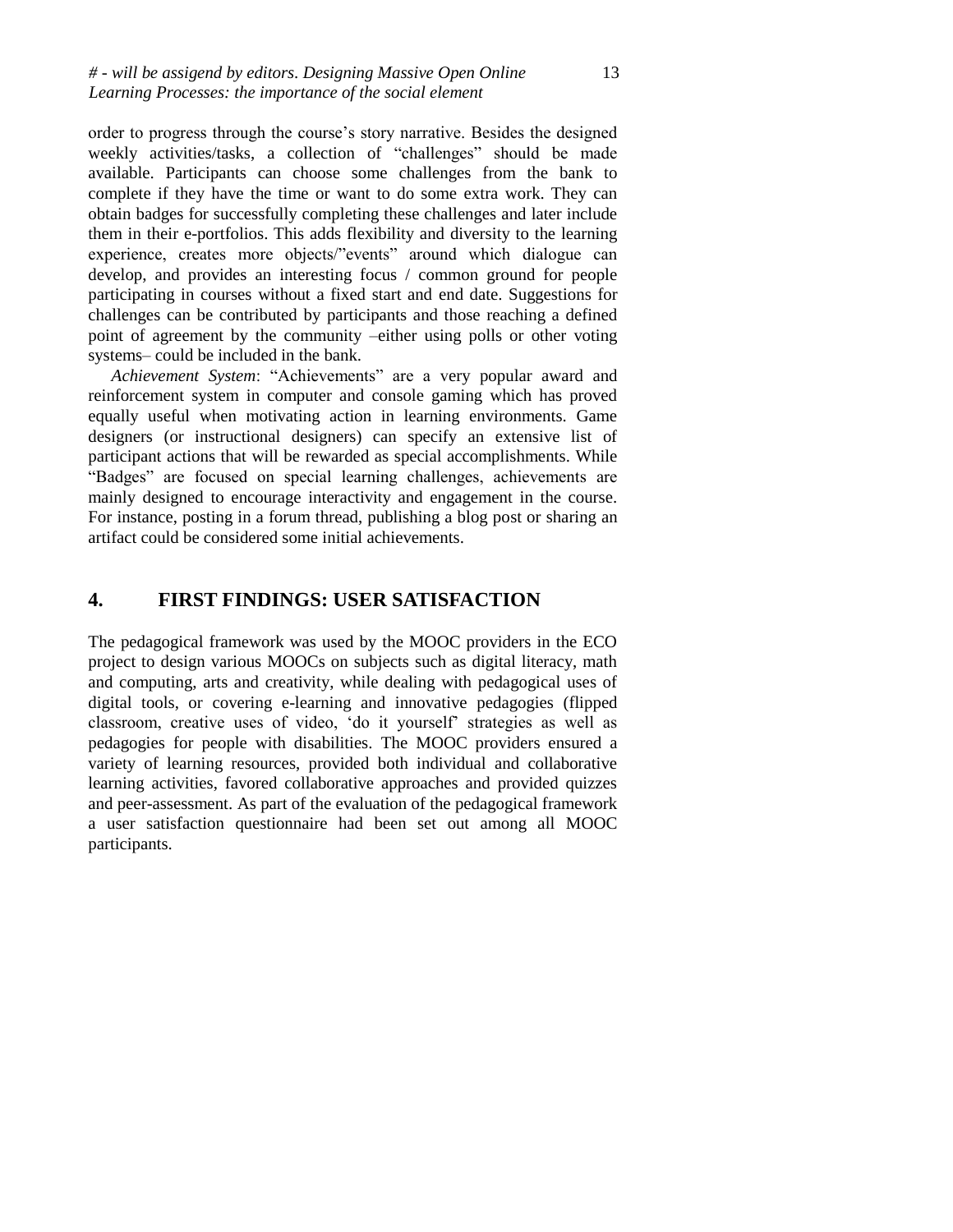order to progress through the course's story narrative. Besides the designed weekly activities/tasks, a collection of "challenges" should be made available. Participants can choose some challenges from the bank to complete if they have the time or want to do some extra work. They can obtain badges for successfully completing these challenges and later include them in their e-portfolios. This adds flexibility and diversity to the learning experience, creates more objects/"events" around which dialogue can develop, and provides an interesting focus / common ground for people participating in courses without a fixed start and end date. Suggestions for challenges can be contributed by participants and those reaching a defined point of agreement by the community –either using polls or other voting systems– could be included in the bank.

*Achievement System*: "Achievements" are a very popular award and reinforcement system in computer and console gaming which has proved equally useful when motivating action in learning environments. Game designers (or instructional designers) can specify an extensive list of participant actions that will be rewarded as special accomplishments. While "Badges" are focused on special learning challenges, achievements are mainly designed to encourage interactivity and engagement in the course. For instance, posting in a forum thread, publishing a blog post or sharing an artifact could be considered some initial achievements.

## 4. FIRST FINDINGS: USER SATISFACTION

The pedagogical framework was used by the MOOC providers in the ECO project to design various MOOCs on subjects such as digital literacy, math and computing, arts and creativity, while dealing with pedagogical uses of digital tools, or covering e-learning and innovative pedagogies (flipped classroom, creative uses of video, 'do it yourself' strategies as well as pedagogies for people with disabilities. The MOOC providers ensured a variety of learning resources, provided both individual and collaborative learning activities, favored collaborative approaches and provided quizzes and peer-assessment. As part of the evaluation of the pedagogical framework a user satisfaction questionnaire had been set out among all MOOC participants.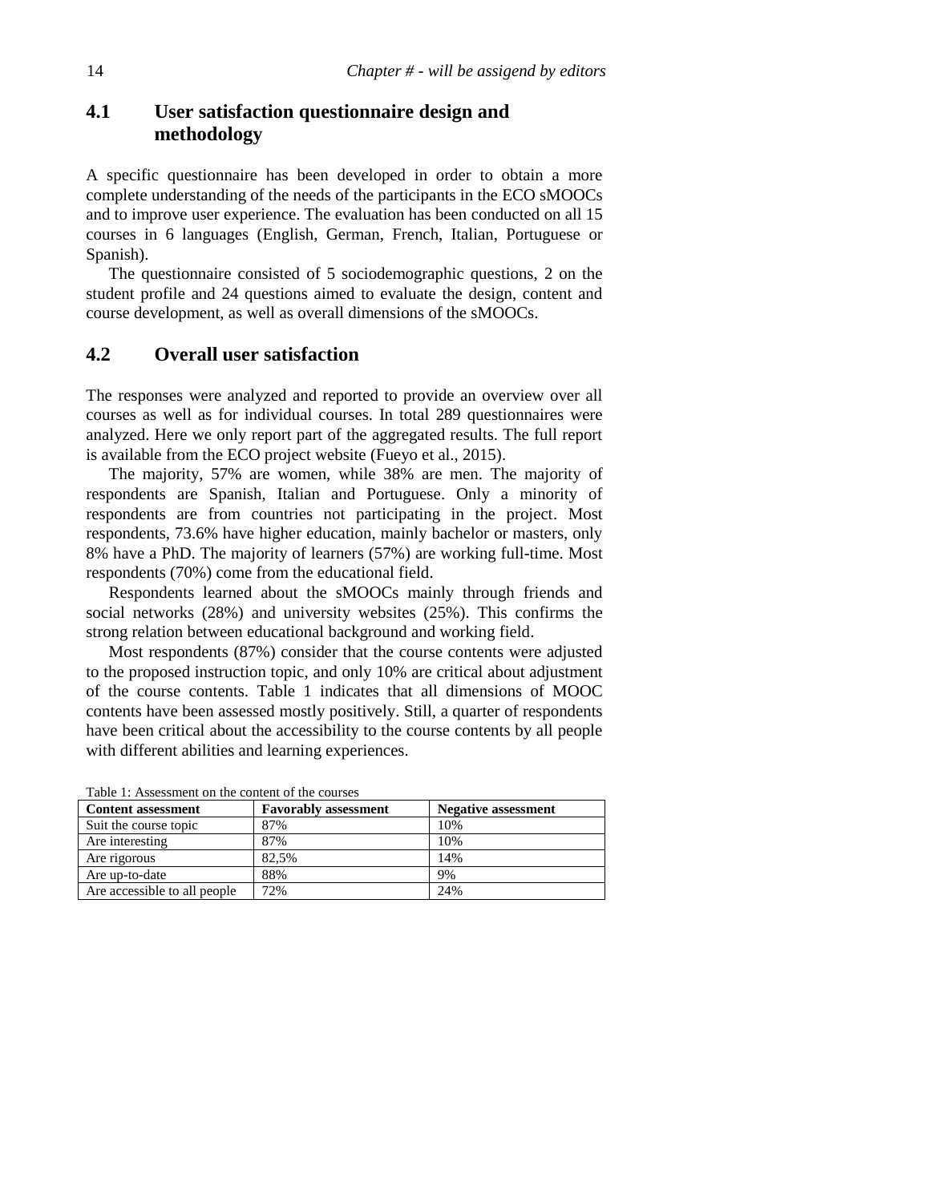## 4.1 User satisfaction questionnaire design and methodology

A specific questionnaire has been developed in order to obtain a more complete understanding of the needs of the participants in the ECO sMOOCs and to improve user experience. The evaluation has been conducted on all 15 courses in 6 languages (English, German, French, Italian, Portuguese or Spanish).

The questionnaire consisted of 5 sociodemographic questions, 2 on the student profile and 24 questions aimed to evaluate the design, content and course development, as well as overall dimensions of the sMOOCs.

## 4.2 Overall user satisfaction

The responses were analyzed and reported to provide an overview over all courses as well as for individual courses. In total 289 questionnaires were analyzed. Here we only report part of the aggregated results. The full report is available from the ECO project website (Fueyo et al., 2015).

The majority, 57% are women, while 38% are men. The majority of respondents are Spanish, Italian and Portuguese. Only a minority of respondents are from countries not participating in the project. Most respondents, 73.6% have higher education, mainly bachelor or masters, only 8% have a PhD. The majority of learners (57%) are working full-time. Most respondents (70%) come from the educational field.

Respondents learned about the sMOOCs mainly through friends and social networks (28%) and university websites (25%). This confirms the strong relation between educational background and working field.

Most respondents (87%) consider that the course contents were adjusted to the proposed instruction topic, and only 10% are critical about adjustment of the course contents. Table 1 indicates that all dimensions of MOOC contents have been assessed mostly positively. Still, a quarter of respondents have been critical about the accessibility to the course contents by all people with different abilities and learning experiences.

Table 1: Assessment on the content of the courses

| Content assessment | Favorably assessment | Negative assessment |
| --- | --- | --- |
| Suit the course topic | 87% | 10% |
| Are interesting | 87% | 10% |
| Are rigorous | 82,5% | 14% |
| Are up-to-date | 88% | 9% |
| Are accessible to all people | 72% | 24% |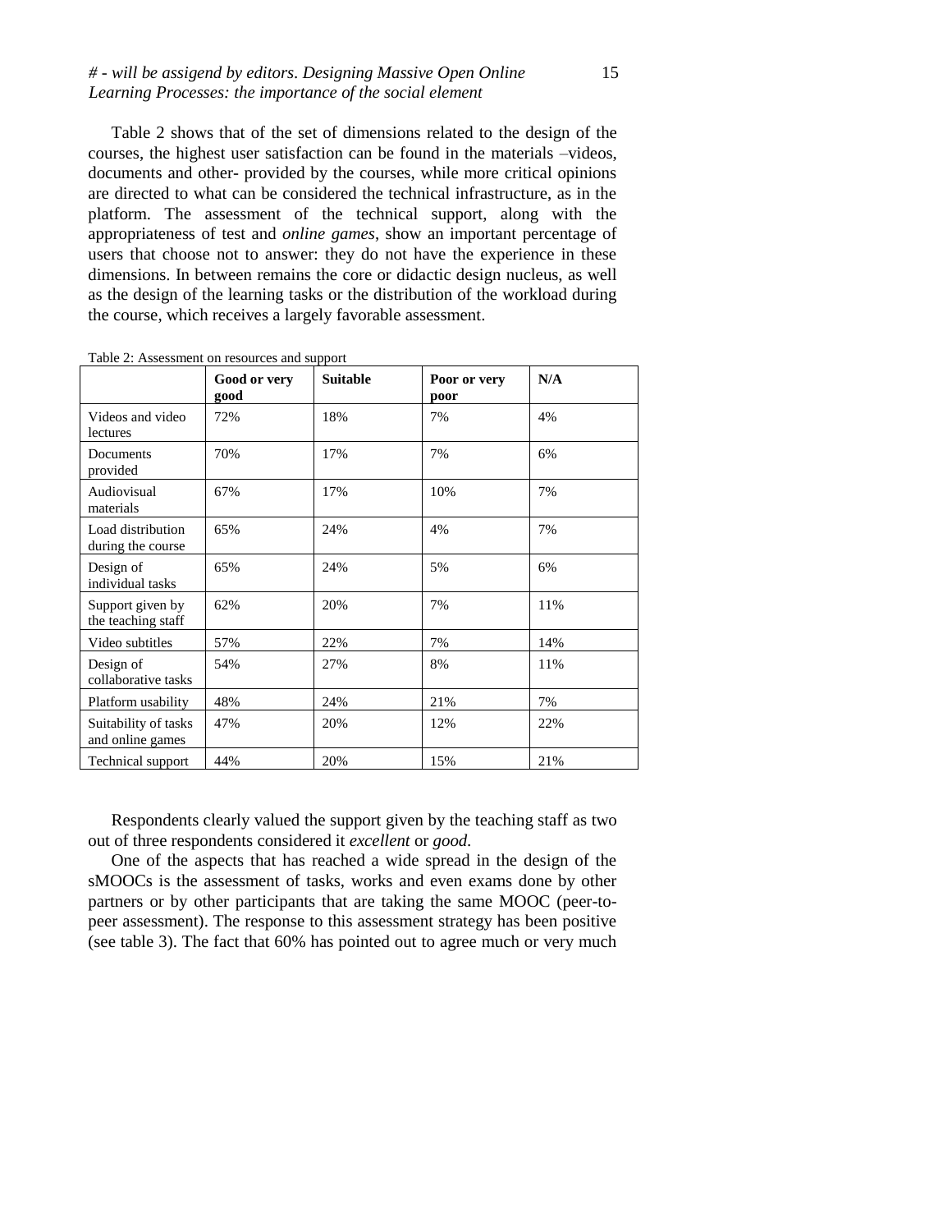Table 2 shows that of the set of dimensions related to the design of the courses, the highest user satisfaction can be found in the materials –videos, documents and other- provided by the courses, while more critical opinions are directed to what can be considered the technical infrastructure, as in the platform. The assessment of the technical support, along with the appropriateness of test and *online games*, show an important percentage of users that choose not to answer: they do not have the experience in these dimensions. In between remains the core or didactic design nucleus, as well as the design of the learning tasks or the distribution of the workload during the course, which receives a largely favorable assessment.

Table 2: Assessment on resources and support

| | **Good or very good** | **Suitable** | **Poor or very poor** | **N/A** |
|---|---|---|---|---|
| Videos and video lectures | 72% | 18% | 7% | 4% |
| Documents provided | 70% | 17% | 7% | 6% |
| Audiovisual materials | 67% | 17% | 10% | 7% |
| Load distribution during the course | 65% | 24% | 4% | 7% |
| Design of individual tasks | 65% | 24% | 5% | 6% |
| Support given by the teaching staff | 62% | 20% | 7% | 11% |
| Video subtitles | 57% | 22% | 7% | 14% |
| Design of collaborative tasks | 54% | 27% | 8% | 11% |
| Platform usability | 48% | 24% | 21% | 7% |
| Suitability of tasks and online games | 47% | 20% | 12% | 22% |
| Technical support | 44% | 20% | 15% | 21% |

Respondents clearly valued the support given by the teaching staff as two out of three respondents considered it *excellent* or *good*.

One of the aspects that has reached a wide spread in the design of the sMOOCs is the assessment of tasks, works and even exams done by other partners or by other participants that are taking the same MOOC (peer-to-peer assessment). The response to this assessment strategy has been positive (see table 3). The fact that 60% has pointed out to agree much or very much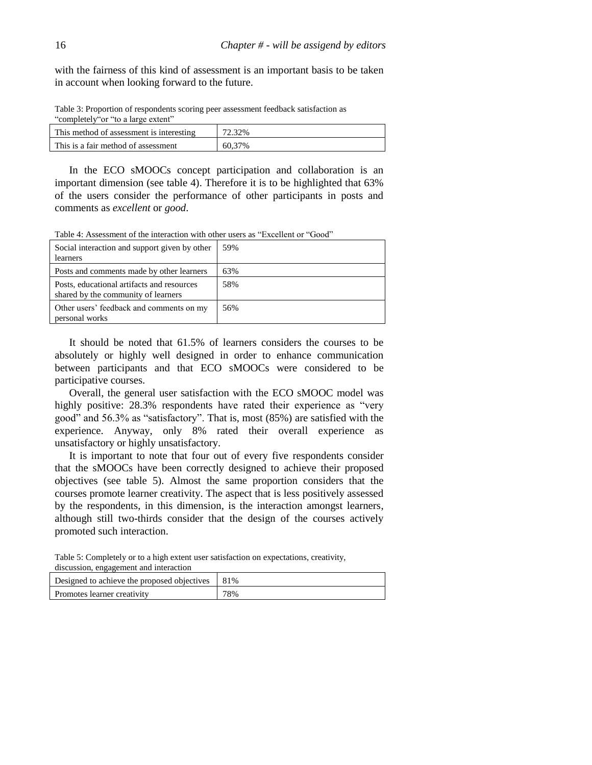with the fairness of this kind of assessment is an important basis to be taken in account when looking forward to the future.

Table 3: Proportion of respondents scoring peer assessment feedback satisfaction as "completely"or "to a large extent"

| | |
|---|---|
| This method of assessment is interesting | 72.32% |
| This is a fair method of assessment | 60,37% |

In the ECO sMOOCs concept participation and collaboration is an important dimension (see table 4). Therefore it is to be highlighted that 63% of the users consider the performance of other participants in posts and comments as *excellent* or *good*.

Table 4: Assessment of the interaction with other users as "Excellent or "Good"

| | |
|---|---|
| Social interaction and support given by other learners | 59% |
| Posts and comments made by other learners | 63% |
| Posts, educational artifacts and resources shared by the community of learners | 58% |
| Other users' feedback and comments on my personal works | 56% |

It should be noted that 61.5% of learners considers the courses to be absolutely or highly well designed in order to enhance communication between participants and that ECO sMOOCs were considered to be participative courses.

Overall, the general user satisfaction with the ECO sMOOC model was highly positive: 28.3% respondents have rated their experience as "very good" and 56.3% as "satisfactory". That is, most (85%) are satisfied with the experience. Anyway, only 8% rated their overall experience as unsatisfactory or highly unsatisfactory.

It is important to note that four out of every five respondents consider that the sMOOCs have been correctly designed to achieve their proposed objectives (see table 5). Almost the same proportion considers that the courses promote learner creativity. The aspect that is less positively assessed by the respondents, in this dimension, is the interaction amongst learners, although still two-thirds consider that the design of the courses actively promoted such interaction.

Table 5: Completely or to a high extent user satisfaction on expectations, creativity, discussion, engagement and interaction

| | |
|---|---|
| Designed to achieve the proposed objectives | 81% |
| Promotes learner creativity | 78% |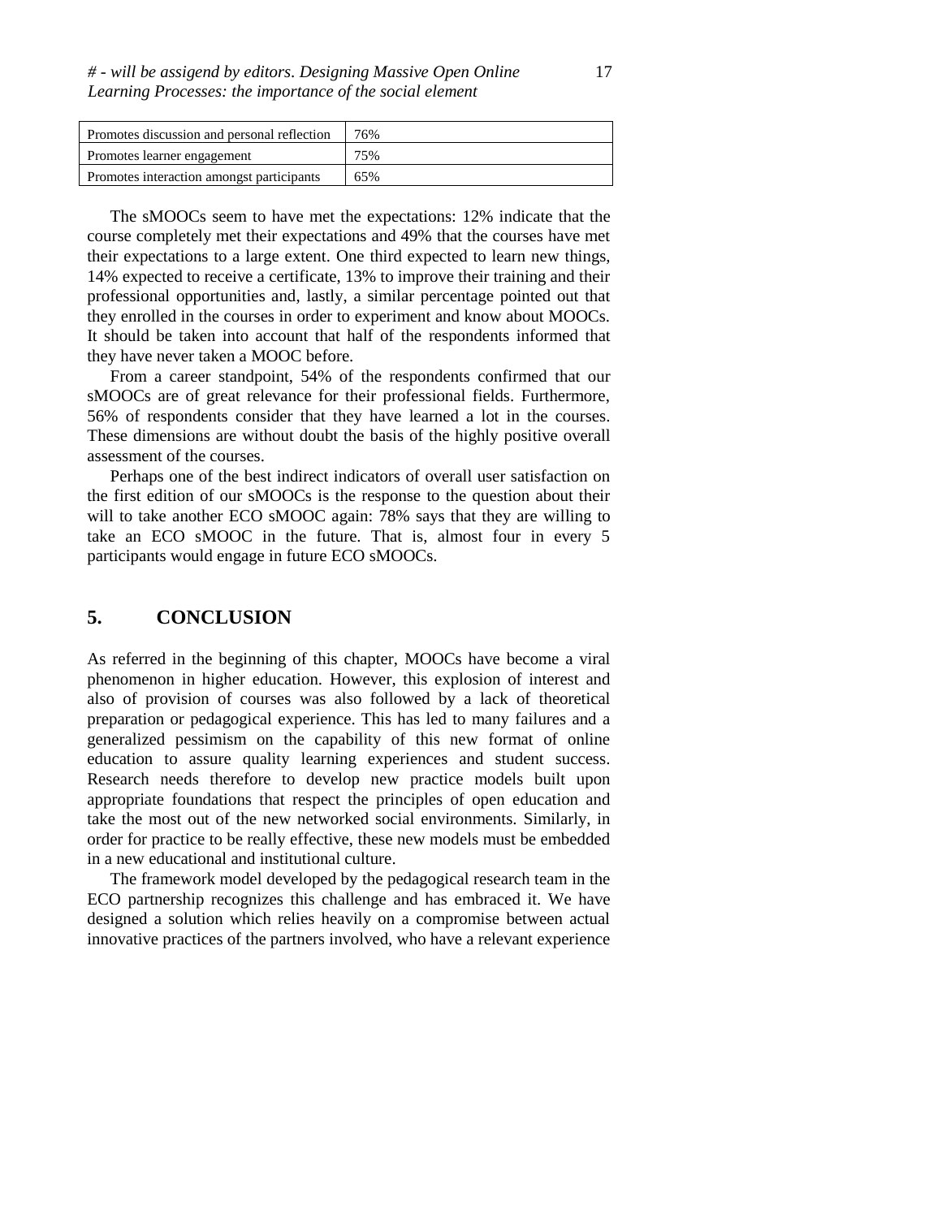| Promotes discussion and personal reflection | 76% |
| --- | --- |
| Promotes learner engagement | 75% |
| Promotes interaction amongst participants | 65% |

The sMOOCs seem to have met the expectations: 12% indicate that the course completely met their expectations and 49% that the courses have met their expectations to a large extent. One third expected to learn new things, 14% expected to receive a certificate, 13% to improve their training and their professional opportunities and, lastly, a similar percentage pointed out that they enrolled in the courses in order to experiment and know about MOOCs. It should be taken into account that half of the respondents informed that they have never taken a MOOC before.

From a career standpoint, 54% of the respondents confirmed that our sMOOCs are of great relevance for their professional fields. Furthermore, 56% of respondents consider that they have learned a lot in the courses. These dimensions are without doubt the basis of the highly positive overall assessment of the courses.

Perhaps one of the best indirect indicators of overall user satisfaction on the first edition of our sMOOCs is the response to the question about their will to take another ECO sMOOC again: 78% says that they are willing to take an ECO sMOOC in the future. That is, almost four in every 5 participants would engage in future ECO sMOOCs.

## 5. CONCLUSION

As referred in the beginning of this chapter, MOOCs have become a viral phenomenon in higher education. However, this explosion of interest and also of provision of courses was also followed by a lack of theoretical preparation or pedagogical experience. This has led to many failures and a generalized pessimism on the capability of this new format of online education to assure quality learning experiences and student success. Research needs therefore to develop new practice models built upon appropriate foundations that respect the principles of open education and take the most out of the new networked social environments. Similarly, in order for practice to be really effective, these new models must be embedded in a new educational and institutional culture.

The framework model developed by the pedagogical research team in the ECO partnership recognizes this challenge and has embraced it. We have designed a solution which relies heavily on a compromise between actual innovative practices of the partners involved, who have a relevant experience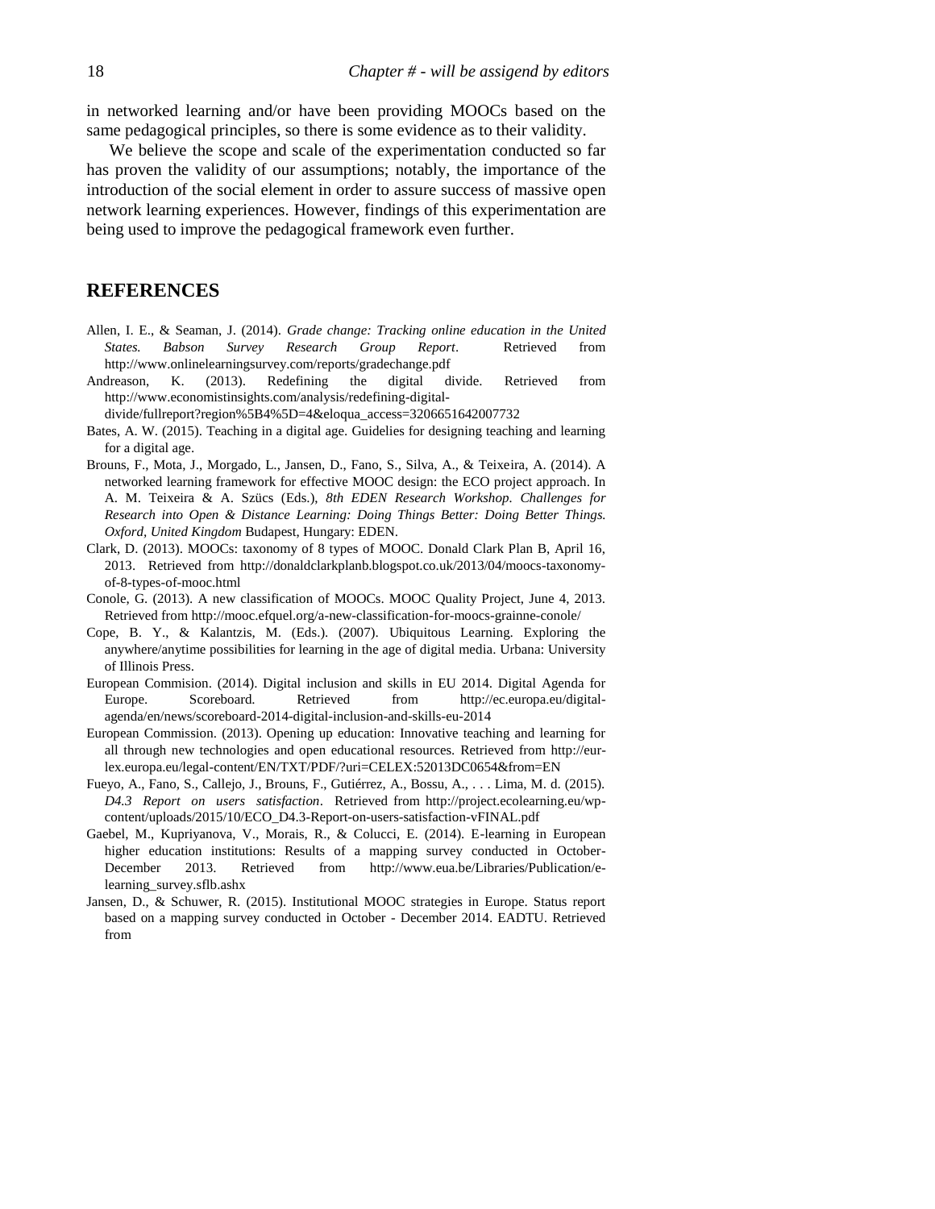in networked learning and/or have been providing MOOCs based on the same pedagogical principles, so there is some evidence as to their validity.

We believe the scope and scale of the experimentation conducted so far has proven the validity of our assumptions; notably, the importance of the introduction of the social element in order to assure success of massive open network learning experiences. However, findings of this experimentation are being used to improve the pedagogical framework even further.

## REFERENCES

Allen, I. E., & Seaman, J. (2014). *Grade change: Tracking online education in the United States. Babson Survey Research Group Report*. Retrieved from http://www.onlinelearningsurvey.com/reports/gradechange.pdf

Andreason, K. (2013). Redefining the digital divide. Retrieved from http://www.economistinsights.com/analysis/redefining-digital-divide/fullreport?region%5B4%5D=4&eloqua_access=3206651642007732

Bates, A. W. (2015). Teaching in a digital age. Guidelies for designing teaching and learning for a digital age.

Brouns, F., Mota, J., Morgado, L., Jansen, D., Fano, S., Silva, A., & Teixeira, A. (2014). A networked learning framework for effective MOOC design: the ECO project approach. In A. M. Teixeira & A. Szücs (Eds.), *8th EDEN Research Workshop. Challenges for Research into Open & Distance Learning: Doing Things Better: Doing Better Things. Oxford, United Kingdom* Budapest, Hungary: EDEN.

Clark, D. (2013). MOOCs: taxonomy of 8 types of MOOC. Donald Clark Plan B, April 16, 2013. Retrieved from http://donaldclarkplanb.blogspot.co.uk/2013/04/moocs-taxonomy-of-8-types-of-mooc.html

Conole, G. (2013). A new classification of MOOCs. MOOC Quality Project, June 4, 2013. Retrieved from http://mooc.efquel.org/a-new-classification-for-moocs-grainne-conole/

Cope, B. Y., & Kalantzis, M. (Eds.). (2007). Ubiquitous Learning. Exploring the anywhere/anytime possibilities for learning in the age of digital media. Urbana: University of Illinois Press.

European Commision. (2014). Digital inclusion and skills in EU 2014. Digital Agenda for Europe. Scoreboard. Retrieved from http://ec.europa.eu/digital-agenda/en/news/scoreboard-2014-digital-inclusion-and-skills-eu-2014

European Commission. (2013). Opening up education: Innovative teaching and learning for all through new technologies and open educational resources. Retrieved from http://eur-lex.europa.eu/legal-content/EN/TXT/PDF/?uri=CELEX:52013DC0654&from=EN

Fueyo, A., Fano, S., Callejo, J., Brouns, F., Gutiérrez, A., Bossu, A., . . . Lima, M. d. (2015). *D4.3 Report on users satisfaction*. Retrieved from http://project.ecolearning.eu/wp-content/uploads/2015/10/ECO_D4.3-Report-on-users-satisfaction-vFINAL.pdf

Gaebel, M., Kupriyanova, V., Morais, R., & Colucci, E. (2014). E-learning in European higher education institutions: Results of a mapping survey conducted in October-December 2013. Retrieved from http://www.eua.be/Libraries/Publication/e-learning_survey.sflb.ashx

Jansen, D., & Schuwer, R. (2015). Institutional MOOC strategies in Europe. Status report based on a mapping survey conducted in October - December 2014. EADTU. Retrieved from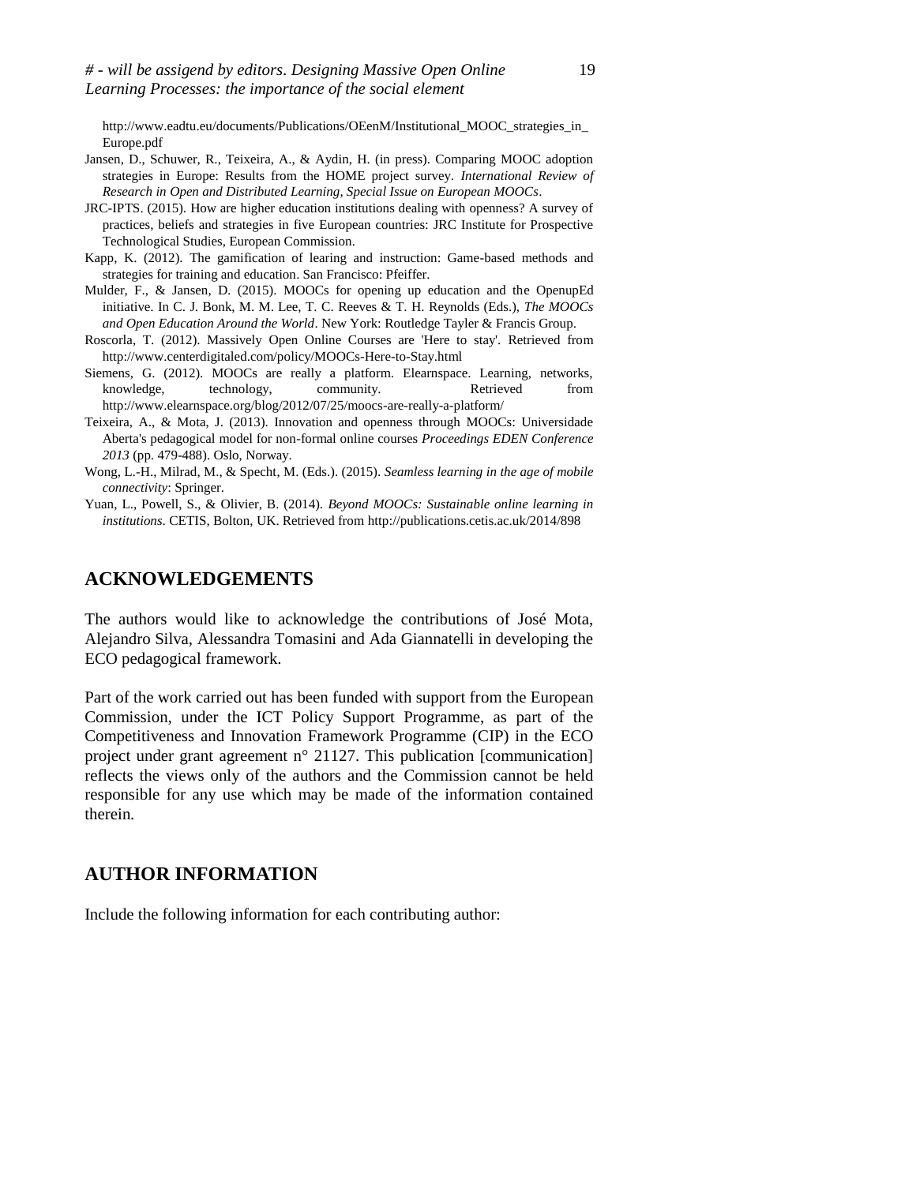http://www.eadtu.eu/documents/Publications/OEenM/Institutional_MOOC_strategies_in_Europe.pdf

Jansen, D., Schuwer, R., Teixeira, A., & Aydin, H. (in press). Comparing MOOC adoption strategies in Europe: Results from the HOME project survey. *International Review of Research in Open and Distributed Learning, Special Issue on European MOOCs*.

JRC-IPTS. (2015). How are higher education institutions dealing with openness? A survey of practices, beliefs and strategies in five European countries: JRC Institute for Prospective Technological Studies, European Commission.

Kapp, K. (2012). The gamification of learing and instruction: Game-based methods and strategies for training and education. San Francisco: Pfeiffer.

Mulder, F., & Jansen, D. (2015). MOOCs for opening up education and the OpenupEd initiative. In C. J. Bonk, M. M. Lee, T. C. Reeves & T. H. Reynolds (Eds.), *The MOOCs and Open Education Around the World*. New York: Routledge Tayler & Francis Group.

Roscorla, T. (2012). Massively Open Online Courses are 'Here to stay'. Retrieved from http://www.centerdigitaled.com/policy/MOOCs-Here-to-Stay.html

Siemens, G. (2012). MOOCs are really a platform. Elearnspace. Learning, networks, knowledge, technology, community. Retrieved from http://www.elearnspace.org/blog/2012/07/25/moocs-are-really-a-platform/

Teixeira, A., & Mota, J. (2013). Innovation and openness through MOOCs: Universidade Aberta's pedagogical model for non-formal online courses *Proceedings EDEN Conference 2013* (pp. 479-488). Oslo, Norway.

Wong, L.-H., Milrad, M., & Specht, M. (Eds.). (2015). *Seamless learning in the age of mobile connectivity*: Springer.

Yuan, L., Powell, S., & Olivier, B. (2014). *Beyond MOOCs: Sustainable online learning in institutions*. CETIS, Bolton, UK. Retrieved from http://publications.cetis.ac.uk/2014/898

## ACKNOWLEDGEMENTS

The authors would like to acknowledge the contributions of José Mota, Alejandro Silva, Alessandra Tomasini and Ada Giannatelli in developing the ECO pedagogical framework.

Part of the work carried out has been funded with support from the European Commission, under the ICT Policy Support Programme, as part of the Competitiveness and Innovation Framework Programme (CIP) in the ECO project under grant agreement n° 21127. This publication [communication] reflects the views only of the authors and the Commission cannot be held responsible for any use which may be made of the information contained therein.

## AUTHOR INFORMATION

Include the following information for each contributing author: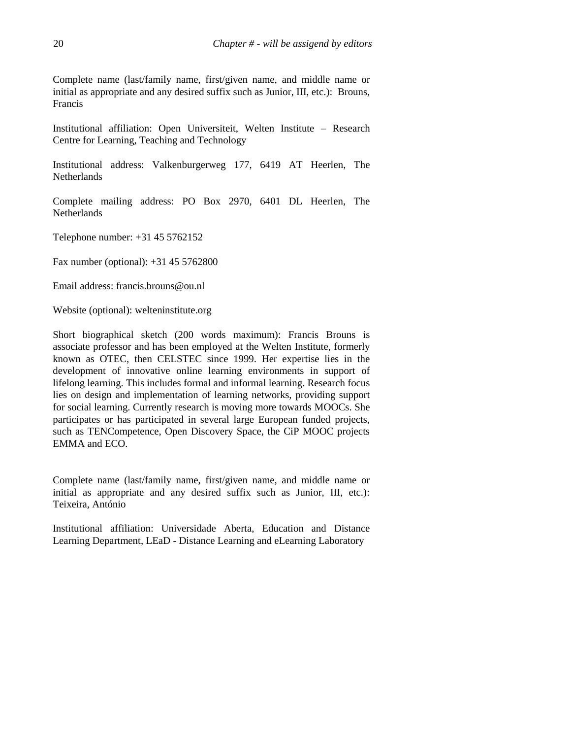Complete name (last/family name, first/given name, and middle name or initial as appropriate and any desired suffix such as Junior, III, etc.): Brouns, Francis

Institutional affiliation: Open Universiteit, Welten Institute – Research Centre for Learning, Teaching and Technology

Institutional address: Valkenburgerweg 177, 6419 AT Heerlen, The Netherlands

Complete mailing address: PO Box 2970, 6401 DL Heerlen, The Netherlands

Telephone number: +31 45 5762152

Fax number (optional): +31 45 5762800

Email address: francis.brouns@ou.nl

Website (optional): welteninstitute.org

Short biographical sketch (200 words maximum): Francis Brouns is associate professor and has been employed at the Welten Institute, formerly known as OTEC, then CELSTEC since 1999. Her expertise lies in the development of innovative online learning environments in support of lifelong learning. This includes formal and informal learning. Research focus lies on design and implementation of learning networks, providing support for social learning. Currently research is moving more towards MOOCs. She participates or has participated in several large European funded projects, such as TENCompetence, Open Discovery Space, the CiP MOOC projects EMMA and ECO.

Complete name (last/family name, first/given name, and middle name or initial as appropriate and any desired suffix such as Junior, III, etc.): Teixeira, António

Institutional affiliation: Universidade Aberta, Education and Distance Learning Department, LEaD - Distance Learning and eLearning Laboratory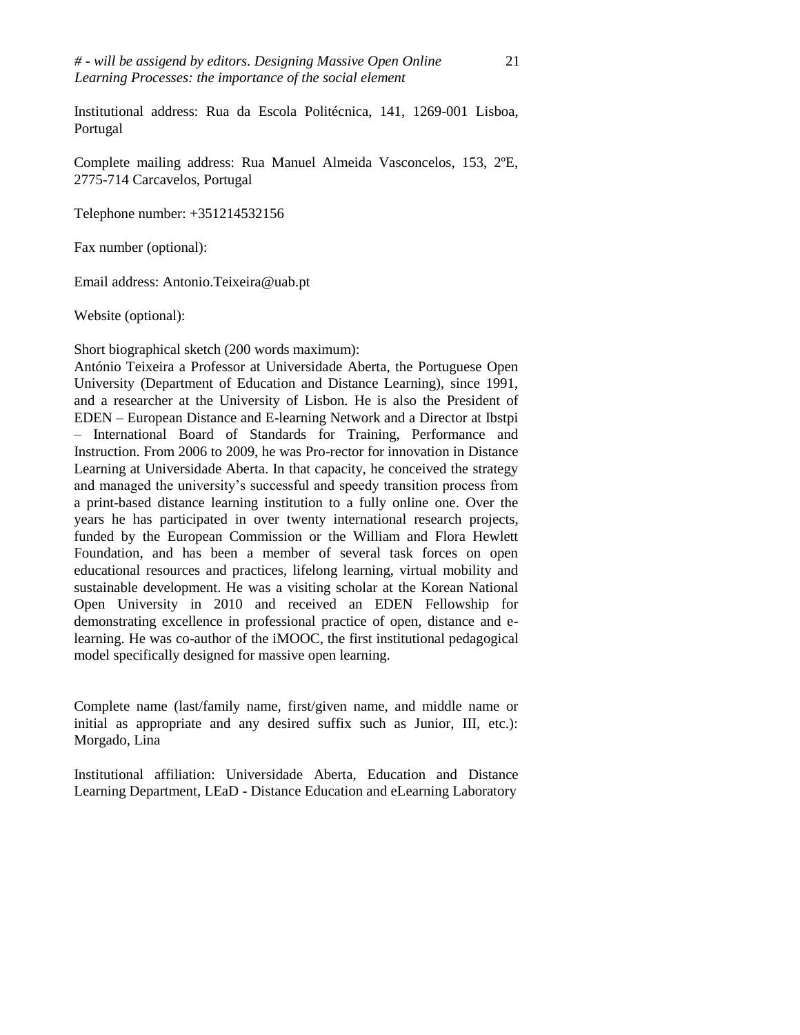Institutional address: Rua da Escola Politécnica, 141, 1269-001 Lisboa, Portugal

Complete mailing address: Rua Manuel Almeida Vasconcelos, 153, 2ºE, 2775-714 Carcavelos, Portugal

Telephone number: +351214532156

Fax number (optional):

Email address: Antonio.Teixeira@uab.pt

Website (optional):

Short biographical sketch (200 words maximum):
António Teixeira a Professor at Universidade Aberta, the Portuguese Open University (Department of Education and Distance Learning), since 1991, and a researcher at the University of Lisbon. He is also the President of EDEN – European Distance and E-learning Network and a Director at Ibstpi – International Board of Standards for Training, Performance and Instruction. From 2006 to 2009, he was Pro-rector for innovation in Distance Learning at Universidade Aberta. In that capacity, he conceived the strategy and managed the university's successful and speedy transition process from a print-based distance learning institution to a fully online one. Over the years he has participated in over twenty international research projects, funded by the European Commission or the William and Flora Hewlett Foundation, and has been a member of several task forces on open educational resources and practices, lifelong learning, virtual mobility and sustainable development. He was a visiting scholar at the Korean National Open University in 2010 and received an EDEN Fellowship for demonstrating excellence in professional practice of open, distance and e-learning. He was co-author of the iMOOC, the first institutional pedagogical model specifically designed for massive open learning.

Complete name (last/family name, first/given name, and middle name or initial as appropriate and any desired suffix such as Junior, III, etc.): Morgado, Lina

Institutional affiliation: Universidade Aberta, Education and Distance Learning Department, LEaD - Distance Education and eLearning Laboratory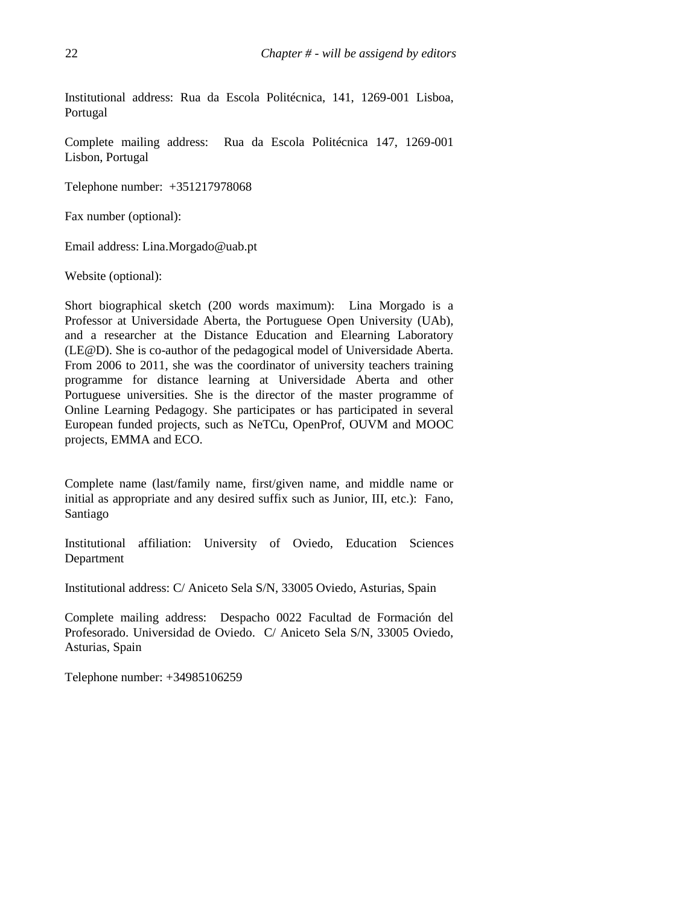Institutional address: Rua da Escola Politécnica, 141, 1269-001 Lisboa, Portugal

Complete mailing address: Rua da Escola Politécnica 147, 1269-001 Lisbon, Portugal

Telephone number: +351217978068

Fax number (optional):

Email address: Lina.Morgado@uab.pt

Website (optional):

Short biographical sketch (200 words maximum): Lina Morgado is a Professor at Universidade Aberta, the Portuguese Open University (UAb), and a researcher at the Distance Education and Elearning Laboratory (LE@D). She is co-author of the pedagogical model of Universidade Aberta. From 2006 to 2011, she was the coordinator of university teachers training programme for distance learning at Universidade Aberta and other Portuguese universities. She is the director of the master programme of Online Learning Pedagogy. She participates or has participated in several European funded projects, such as NeTCu, OpenProf, OUVM and MOOC projects, EMMA and ECO.

Complete name (last/family name, first/given name, and middle name or initial as appropriate and any desired suffix such as Junior, III, etc.): Fano, Santiago

Institutional affiliation: University of Oviedo, Education Sciences Department

Institutional address: C/ Aniceto Sela S/N, 33005 Oviedo, Asturias, Spain

Complete mailing address: Despacho 0022 Facultad de Formación del Profesorado. Universidad de Oviedo. C/ Aniceto Sela S/N, 33005 Oviedo, Asturias, Spain

Telephone number: +34985106259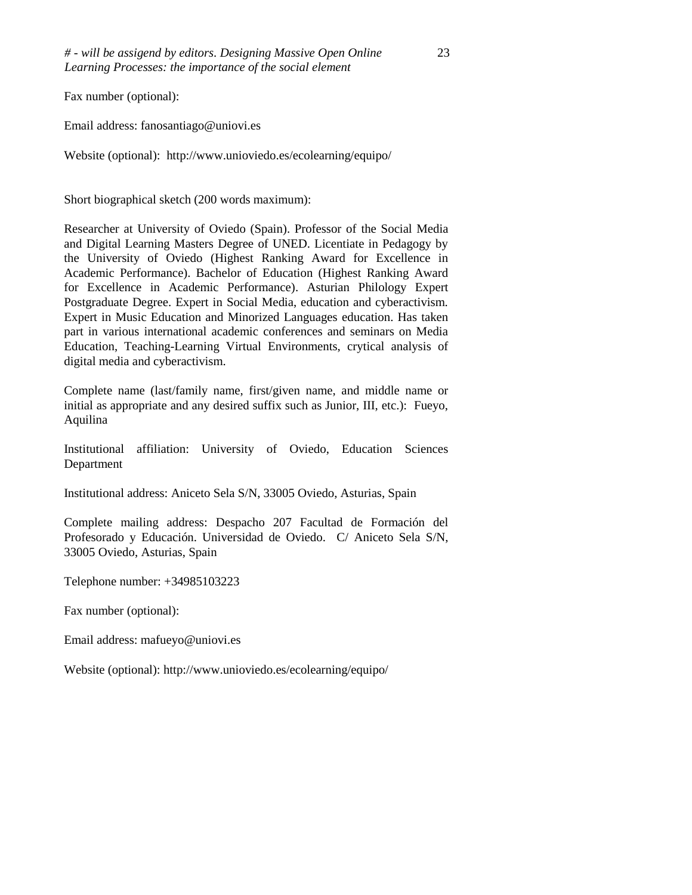Fax number (optional):

Email address: fanosantiago@uniovi.es

Website (optional): http://www.unioviedo.es/ecolearning/equipo/

Short biographical sketch (200 words maximum):

Researcher at University of Oviedo (Spain). Professor of the Social Media and Digital Learning Masters Degree of UNED. Licentiate in Pedagogy by the University of Oviedo (Highest Ranking Award for Excellence in Academic Performance). Bachelor of Education (Highest Ranking Award for Excellence in Academic Performance). Asturian Philology Expert Postgraduate Degree. Expert in Social Media, education and cyberactivism. Expert in Music Education and Minorized Languages education. Has taken part in various international academic conferences and seminars on Media Education, Teaching-Learning Virtual Environments, crytical analysis of digital media and cyberactivism.

Complete name (last/family name, first/given name, and middle name or initial as appropriate and any desired suffix such as Junior, III, etc.): Fueyo, Aquilina

Institutional affiliation: University of Oviedo, Education Sciences Department

Institutional address: Aniceto Sela S/N, 33005 Oviedo, Asturias, Spain

Complete mailing address: Despacho 207 Facultad de Formación del Profesorado y Educación. Universidad de Oviedo. C/ Aniceto Sela S/N, 33005 Oviedo, Asturias, Spain

Telephone number: +34985103223

Fax number (optional):

Email address: mafueyo@uniovi.es

Website (optional): http://www.unioviedo.es/ecolearning/equipo/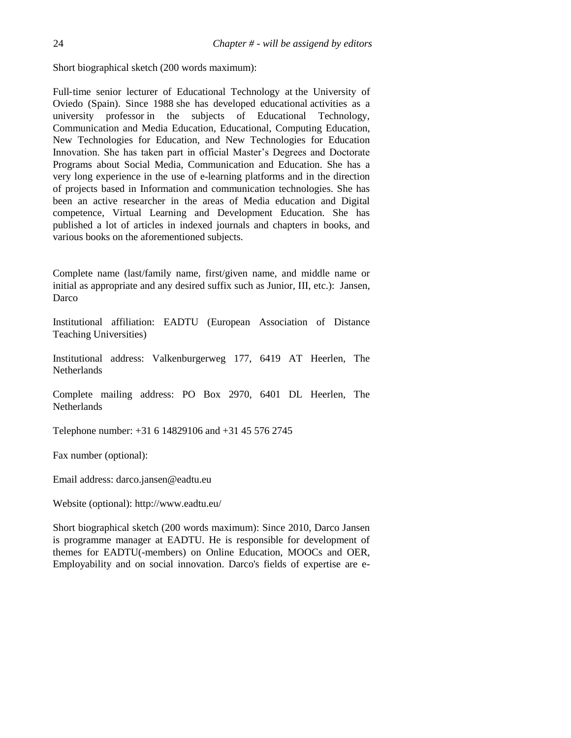Short biographical sketch (200 words maximum):

Full-time senior lecturer of Educational Technology at the University of Oviedo (Spain). Since 1988 she has developed educational activities as a university professor in the subjects of Educational Technology, Communication and Media Education, Educational, Computing Education, New Technologies for Education, and New Technologies for Education Innovation. She has taken part in official Master's Degrees and Doctorate Programs about Social Media, Communication and Education. She has a very long experience in the use of e-learning platforms and in the direction of projects based in Information and communication technologies. She has been an active researcher in the areas of Media education and Digital competence, Virtual Learning and Development Education. She has published a lot of articles in indexed journals and chapters in books, and various books on the aforementioned subjects.

Complete name (last/family name, first/given name, and middle name or initial as appropriate and any desired suffix such as Junior, III, etc.): Jansen, Darco

Institutional affiliation: EADTU (European Association of Distance Teaching Universities)

Institutional address: Valkenburgerweg 177, 6419 AT Heerlen, The Netherlands

Complete mailing address: PO Box 2970, 6401 DL Heerlen, The Netherlands

Telephone number: +31 6 14829106 and +31 45 576 2745

Fax number (optional):

Email address: darco.jansen@eadtu.eu

Website (optional): http://www.eadtu.eu/

Short biographical sketch (200 words maximum): Since 2010, Darco Jansen is programme manager at EADTU. He is responsible for development of themes for EADTU(-members) on Online Education, MOOCs and OER, Employability and on social innovation. Darco's fields of expertise are e-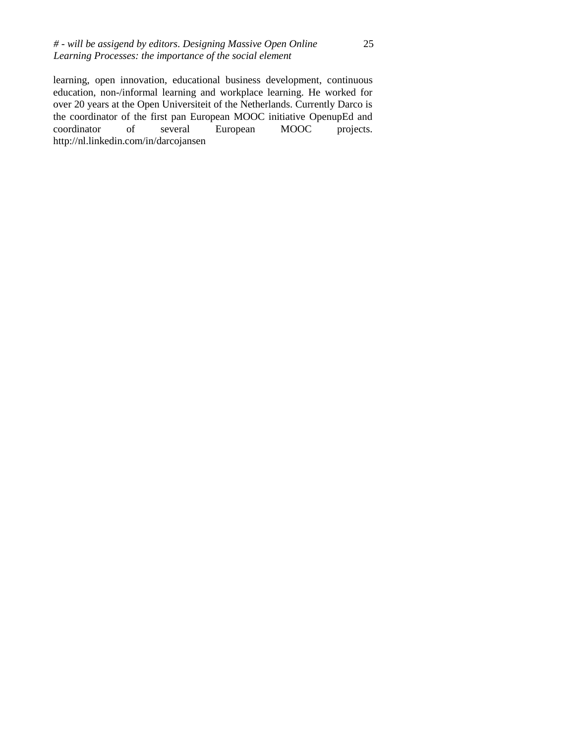learning, open innovation, educational business development, continuous education, non-/informal learning and workplace learning. He worked for over 20 years at the Open Universiteit of the Netherlands. Currently Darco is the coordinator of the first pan European MOOC initiative OpenupEd and coordinator of several European MOOC projects. http://nl.linkedin.com/in/darcojansen